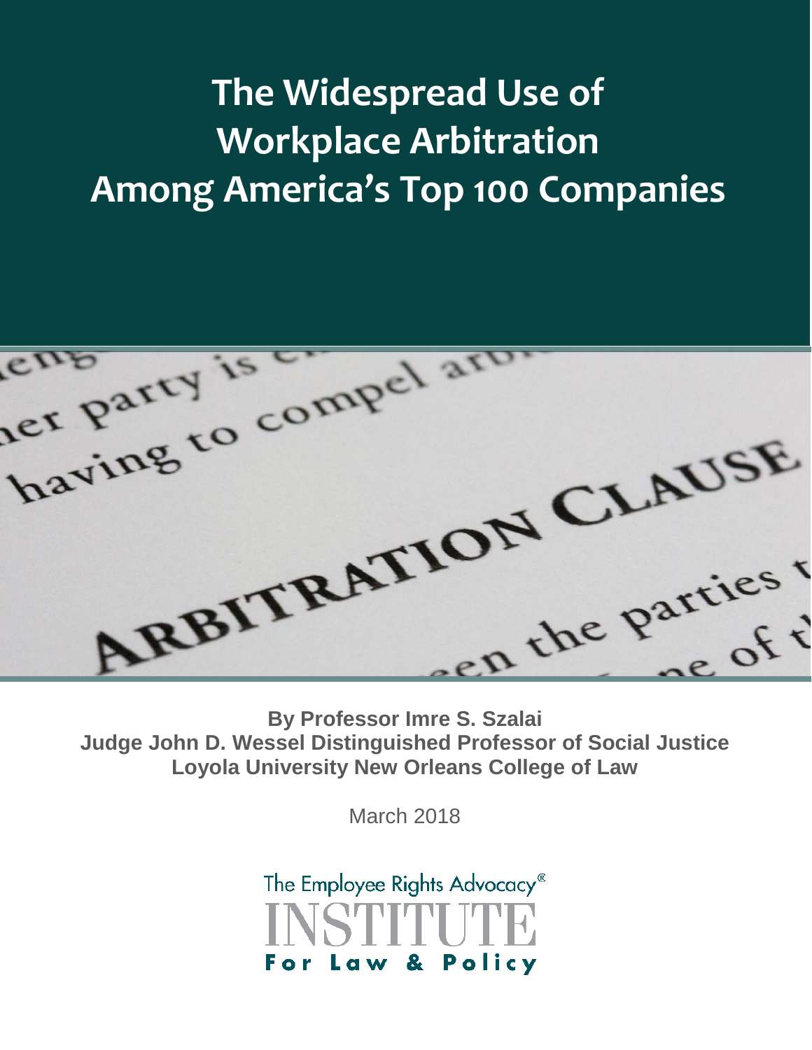# The Widespread Use of Workplace Arbitration Among America's Top 100 Companies

**By Professor Imre S. Szalai**
**Judge John D. Wessel Distinguished Professor of Social Justice**
**Loyola University New Orleans College of Law**

March 2018

The Employee Rights Advocacy®
INSTITUTE
For Law & Policy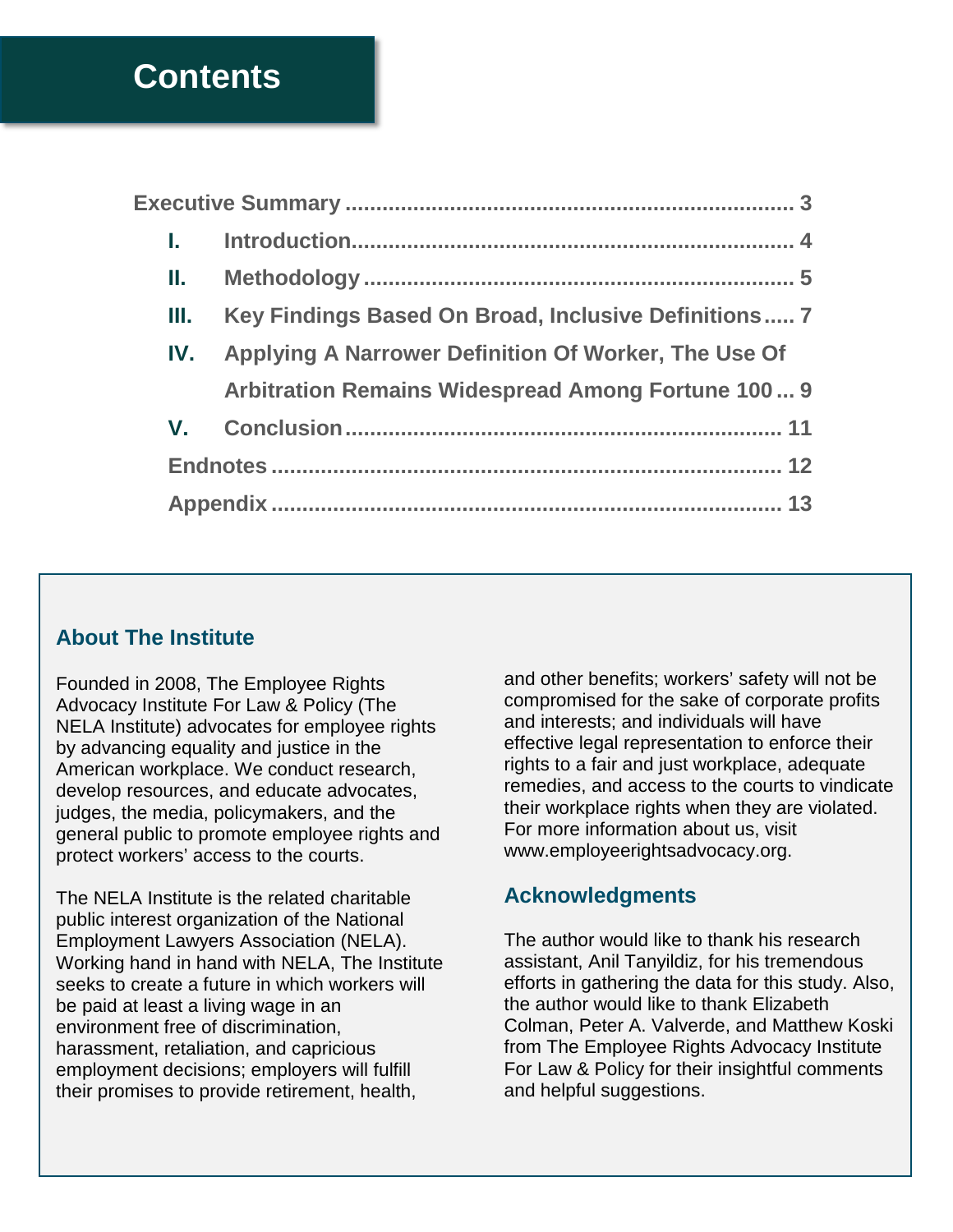# Contents

- **Executive Summary** ........ 3
  - **I. Introduction** ........ 4
  - **II. Methodology** ........ 5
  - **III. Key Findings Based On Broad, Inclusive Definitions** ........ 7
  - **IV. Applying A Narrower Definition Of Worker, The Use Of Arbitration Remains Widespread Among Fortune 100** ........ 9
  - **V. Conclusion** ........ 11
- **Endnotes** ........ 12
- **Appendix** ........ 13

## About The Institute

Founded in 2008, The Employee Rights Advocacy Institute For Law & Policy (The NELA Institute) advocates for employee rights by advancing equality and justice in the American workplace. We conduct research, develop resources, and educate advocates, judges, the media, policymakers, and the general public to promote employee rights and protect workers' access to the courts.

The NELA Institute is the related charitable public interest organization of the National Employment Lawyers Association (NELA). Working hand in hand with NELA, The Institute seeks to create a future in which workers will be paid at least a living wage in an environment free of discrimination, harassment, retaliation, and capricious employment decisions; employers will fulfill their promises to provide retirement, health, and other benefits; workers' safety will not be compromised for the sake of corporate profits and interests; and individuals will have effective legal representation to enforce their rights to a fair and just workplace, adequate remedies, and access to the courts to vindicate their workplace rights when they are violated. For more information about us, visit www.employeerightsadvocacy.org.

## Acknowledgments

The author would like to thank his research assistant, Anil Tanyildiz, for his tremendous efforts in gathering the data for this study. Also, the author would like to thank Elizabeth Colman, Peter A. Valverde, and Matthew Koski from The Employee Rights Advocacy Institute For Law & Policy for their insightful comments and helpful suggestions.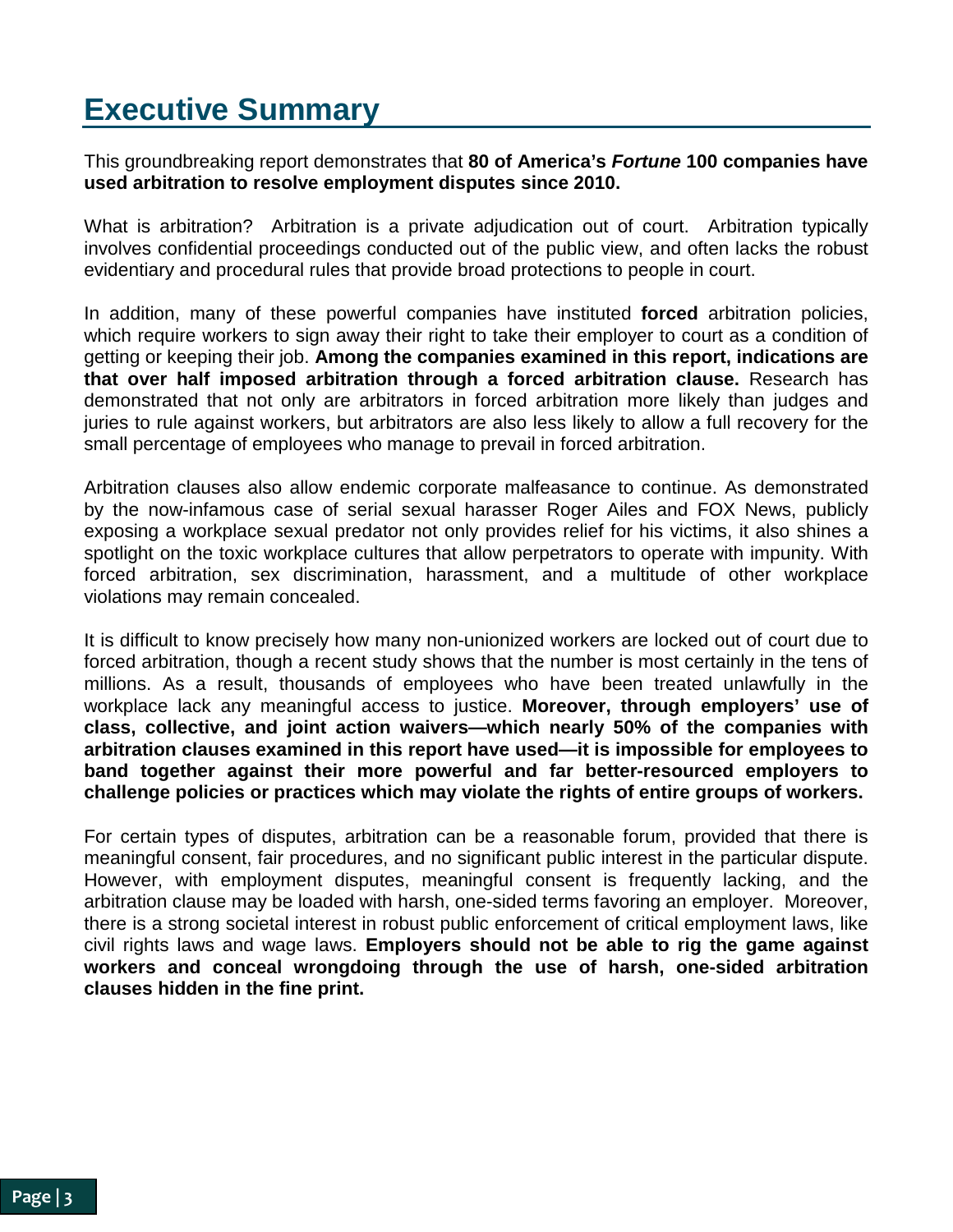# Executive Summary

This groundbreaking report demonstrates that **80 of America's *Fortune* 100 companies have used arbitration to resolve employment disputes since 2010.**

What is arbitration? Arbitration is a private adjudication out of court. Arbitration typically involves confidential proceedings conducted out of the public view, and often lacks the robust evidentiary and procedural rules that provide broad protections to people in court.

In addition, many of these powerful companies have instituted **forced** arbitration policies, which require workers to sign away their right to take their employer to court as a condition of getting or keeping their job. **Among the companies examined in this report, indications are that over half imposed arbitration through a forced arbitration clause.** Research has demonstrated that not only are arbitrators in forced arbitration more likely than judges and juries to rule against workers, but arbitrators are also less likely to allow a full recovery for the small percentage of employees who manage to prevail in forced arbitration.

Arbitration clauses also allow endemic corporate malfeasance to continue. As demonstrated by the now-infamous case of serial sexual harasser Roger Ailes and FOX News, publicly exposing a workplace sexual predator not only provides relief for his victims, it also shines a spotlight on the toxic workplace cultures that allow perpetrators to operate with impunity. With forced arbitration, sex discrimination, harassment, and a multitude of other workplace violations may remain concealed.

It is difficult to know precisely how many non-unionized workers are locked out of court due to forced arbitration, though a recent study shows that the number is most certainly in the tens of millions. As a result, thousands of employees who have been treated unlawfully in the workplace lack any meaningful access to justice. **Moreover, through employers' use of class, collective, and joint action waivers—which nearly 50% of the companies with arbitration clauses examined in this report have used—it is impossible for employees to band together against their more powerful and far better-resourced employers to challenge policies or practices which may violate the rights of entire groups of workers.**

For certain types of disputes, arbitration can be a reasonable forum, provided that there is meaningful consent, fair procedures, and no significant public interest in the particular dispute. However, with employment disputes, meaningful consent is frequently lacking, and the arbitration clause may be loaded with harsh, one-sided terms favoring an employer. Moreover, there is a strong societal interest in robust public enforcement of critical employment laws, like civil rights laws and wage laws. **Employers should not be able to rig the game against workers and conceal wrongdoing through the use of harsh, one-sided arbitration clauses hidden in the fine print.**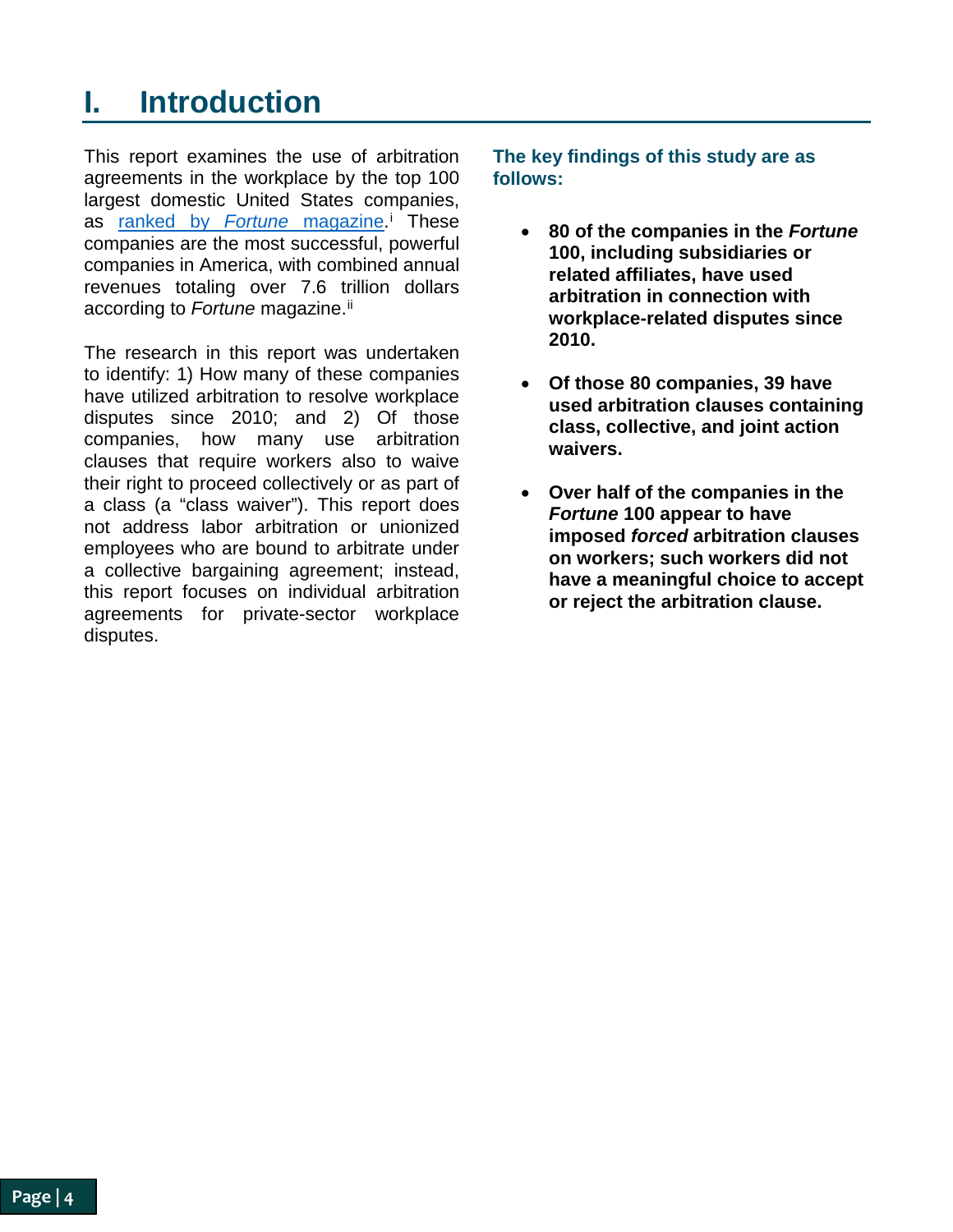# I. Introduction

This report examines the use of arbitration agreements in the workplace by the top 100 largest domestic United States companies, as [ranked by *Fortune* magazine](#).[i] These companies are the most successful, powerful companies in America, with combined annual revenues totaling over 7.6 trillion dollars according to *Fortune* magazine.[ii]

The research in this report was undertaken to identify: 1) How many of these companies have utilized arbitration to resolve workplace disputes since 2010; and 2) Of those companies, how many use arbitration clauses that require workers also to waive their right to proceed collectively or as part of a class (a "class waiver"). This report does not address labor arbitration or unionized employees who are bound to arbitrate under a collective bargaining agreement; instead, this report focuses on individual arbitration agreements for private-sector workplace disputes.

**The key findings of this study are as follows:**

- **80 of the companies in the *Fortune* 100, including subsidiaries or related affiliates, have used arbitration in connection with workplace-related disputes since 2010.**
- **Of those 80 companies, 39 have used arbitration clauses containing class, collective, and joint action waivers.**
- **Over half of the companies in the *Fortune* 100 appear to have imposed *forced* arbitration clauses on workers; such workers did not have a meaningful choice to accept or reject the arbitration clause.**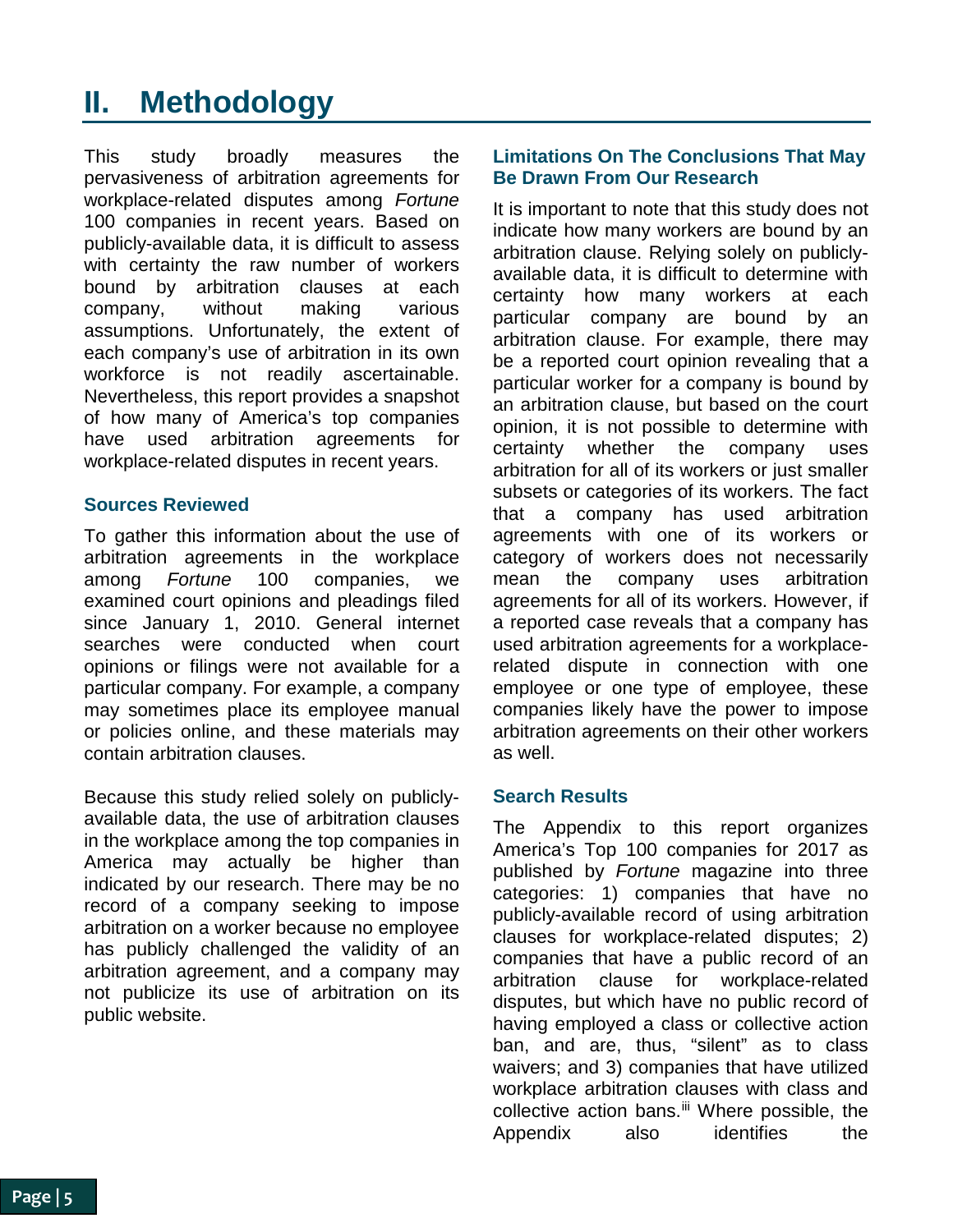# II. Methodology

This study broadly measures the pervasiveness of arbitration agreements for workplace-related disputes among *Fortune* 100 companies in recent years. Based on publicly-available data, it is difficult to assess with certainty the raw number of workers bound by arbitration clauses at each company, without making various assumptions. Unfortunately, the extent of each company's use of arbitration in its own workforce is not readily ascertainable. Nevertheless, this report provides a snapshot of how many of America's top companies have used arbitration agreements for workplace-related disputes in recent years.

### Sources Reviewed

To gather this information about the use of arbitration agreements in the workplace among *Fortune* 100 companies, we examined court opinions and pleadings filed since January 1, 2010. General internet searches were conducted when court opinions or filings were not available for a particular company. For example, a company may sometimes place its employee manual or policies online, and these materials may contain arbitration clauses.

Because this study relied solely on publicly-available data, the use of arbitration clauses in the workplace among the top companies in America may actually be higher than indicated by our research. There may be no record of a company seeking to impose arbitration on a worker because no employee has publicly challenged the validity of an arbitration agreement, and a company may not publicize its use of arbitration on its public website.

### Limitations On The Conclusions That May Be Drawn From Our Research

It is important to note that this study does not indicate how many workers are bound by an arbitration clause. Relying solely on publicly-available data, it is difficult to determine with certainty how many workers at each particular company are bound by an arbitration clause. For example, there may be a reported court opinion revealing that a particular worker for a company is bound by an arbitration clause, but based on the court opinion, it is not possible to determine with certainty whether the company uses arbitration for all of its workers or just smaller subsets or categories of its workers. The fact that a company has used arbitration agreements with one of its workers or category of workers does not necessarily mean the company uses arbitration agreements for all of its workers. However, if a reported case reveals that a company has used arbitration agreements for a workplace-related dispute in connection with one employee or one type of employee, these companies likely have the power to impose arbitration agreements on their other workers as well.

### Search Results

The Appendix to this report organizes America's Top 100 companies for 2017 as published by *Fortune* magazine into three categories: 1) companies that have no publicly-available record of using arbitration clauses for workplace-related disputes; 2) companies that have a public record of an arbitration clause for workplace-related disputes, but which have no public record of having employed a class or collective action ban, and are, thus, "silent" as to class waivers; and 3) companies that have utilized workplace arbitration clauses with class and collective action bans.[iii] Where possible, the Appendix also identifies the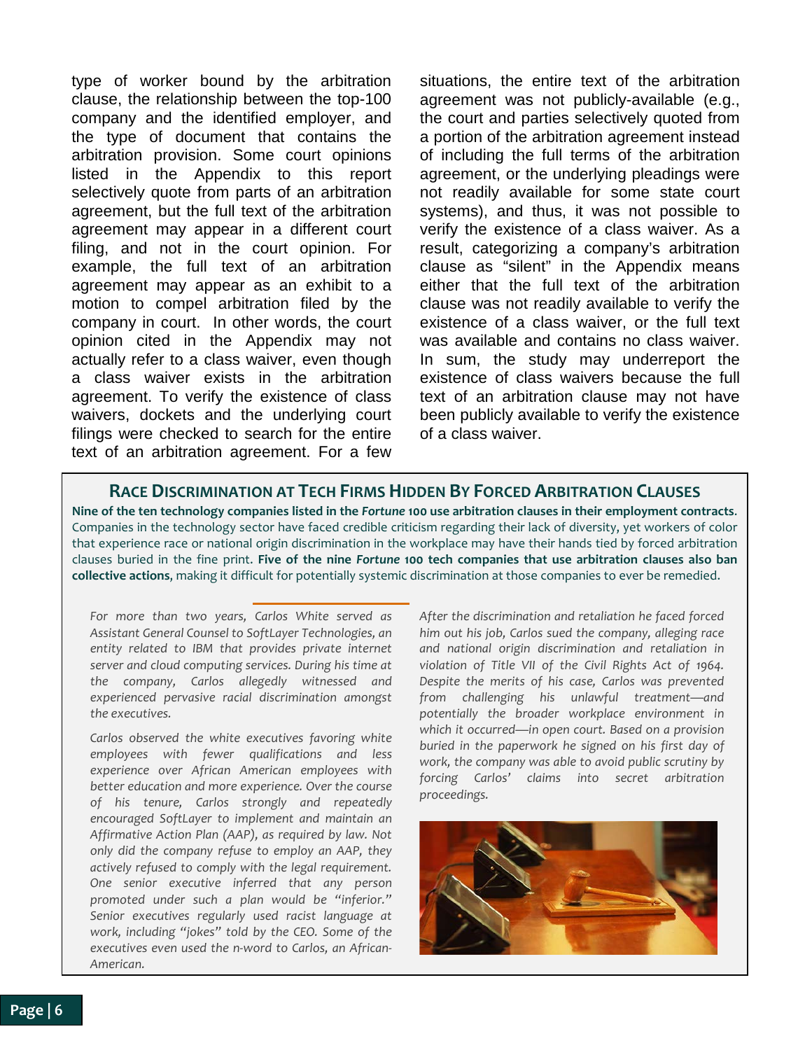type of worker bound by the arbitration clause, the relationship between the top-100 company and the identified employer, and the type of document that contains the arbitration provision. Some court opinions listed in the Appendix to this report selectively quote from parts of an arbitration agreement, but the full text of the arbitration agreement may appear in a different court filing, and not in the court opinion. For example, the full text of an arbitration agreement may appear as an exhibit to a motion to compel arbitration filed by the company in court. In other words, the court opinion cited in the Appendix may not actually refer to a class waiver, even though a class waiver exists in the arbitration agreement. To verify the existence of class waivers, dockets and the underlying court filings were checked to search for the entire text of an arbitration agreement. For a few situations, the entire text of the arbitration agreement was not publicly-available (e.g., the court and parties selectively quoted from a portion of the arbitration agreement instead of including the full terms of the arbitration agreement, or the underlying pleadings were not readily available for some state court systems), and thus, it was not possible to verify the existence of a class waiver. As a result, categorizing a company's arbitration clause as "silent" in the Appendix means either that the full text of the arbitration clause was not readily available to verify the existence of a class waiver, or the full text was available and contains no class waiver. In sum, the study may underreport the existence of class waivers because the full text of an arbitration clause may not have been publicly available to verify the existence of a class waiver.

## Race Discrimination at Tech Firms Hidden By Forced Arbitration Clauses

**Nine of the ten technology companies listed in the *Fortune* 100 use arbitration clauses in their employment contracts.** Companies in the technology sector have faced credible criticism regarding their lack of diversity, yet workers of color that experience race or national origin discrimination in the workplace may have their hands tied by forced arbitration clauses buried in the fine print. **Five of the nine *Fortune* 100 tech companies that use arbitration clauses also ban collective actions,** making it difficult for potentially systemic discrimination at those companies to ever be remedied.

*For more than two years, Carlos White served as Assistant General Counsel to SoftLayer Technologies, an entity related to IBM that provides private internet server and cloud computing services. During his time at the company, Carlos allegedly witnessed and experienced pervasive racial discrimination amongst the executives.*

*Carlos observed the white executives favoring white employees with fewer qualifications and less experience over African American employees with better education and more experience. Over the course of his tenure, Carlos strongly and repeatedly encouraged SoftLayer to implement and maintain an Affirmative Action Plan (AAP), as required by law. Not only did the company refuse to employ an AAP, they actively refused to comply with the legal requirement. One senior executive inferred that any person promoted under such a plan would be "inferior." Senior executives regularly used racist language at work, including "jokes" told by the CEO. Some of the executives even used the n-word to Carlos, an African-American.*

*After the discrimination and retaliation he faced forced him out his job, Carlos sued the company, alleging race and national origin discrimination and retaliation in violation of Title VII of the Civil Rights Act of 1964. Despite the merits of his case, Carlos was prevented from challenging his unlawful treatment—and potentially the broader workplace environment in which it occurred—in open court. Based on a provision buried in the paperwork he signed on his first day of work, the company was able to avoid public scrutiny by forcing Carlos' claims into secret arbitration proceedings.*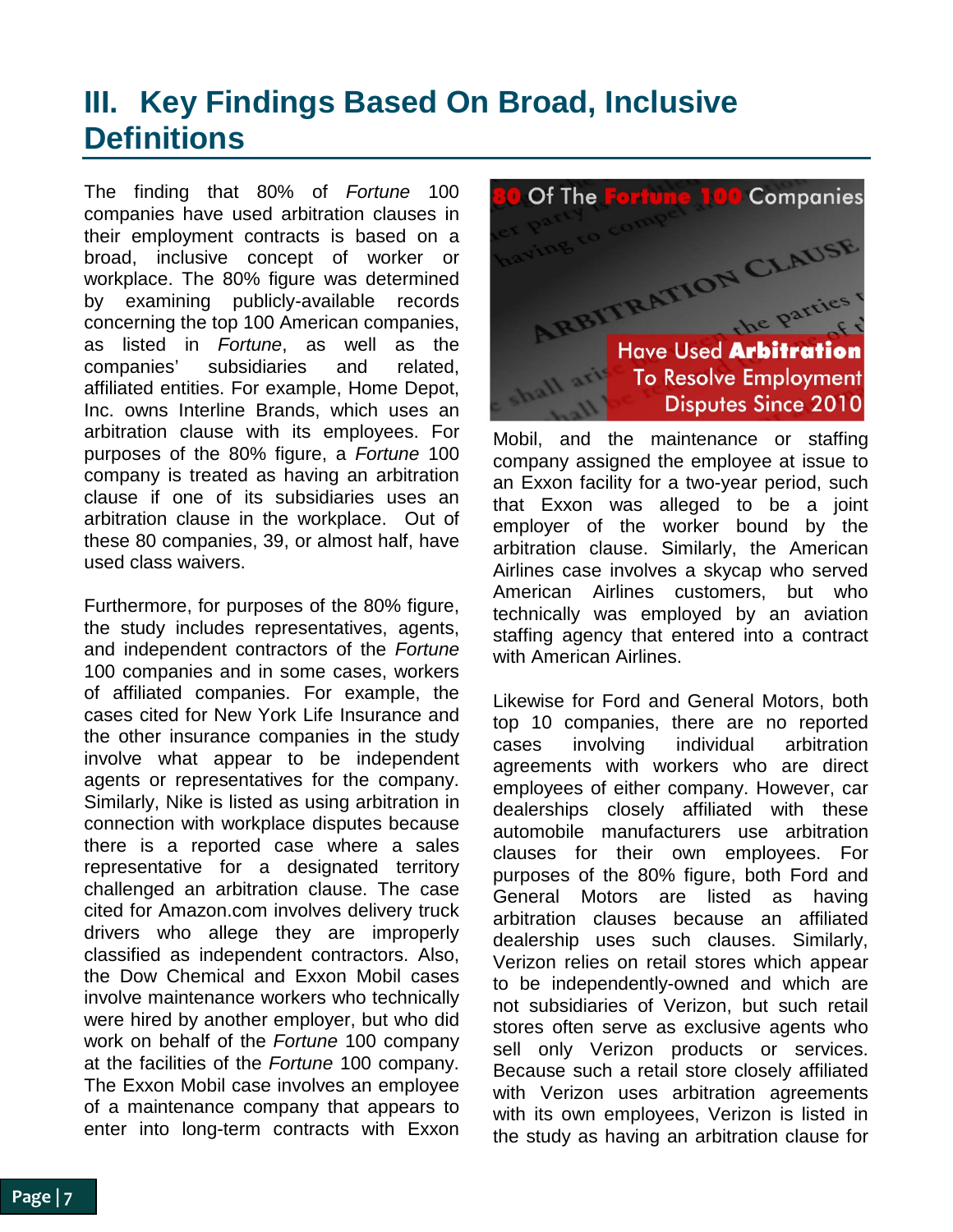# III. Key Findings Based On Broad, Inclusive Definitions

The finding that 80% of *Fortune* 100 companies have used arbitration clauses in their employment contracts is based on a broad, inclusive concept of worker or workplace. The 80% figure was determined by examining publicly-available records concerning the top 100 American companies, as listed in *Fortune*, as well as the companies' subsidiaries and related, affiliated entities. For example, Home Depot, Inc. owns Interline Brands, which uses an arbitration clause with its employees. For purposes of the 80% figure, a *Fortune* 100 company is treated as having an arbitration clause if one of its subsidiaries uses an arbitration clause in the workplace. Out of these 80 companies, 39, or almost half, have used class waivers.

Furthermore, for purposes of the 80% figure, the study includes representatives, agents, and independent contractors of the *Fortune* 100 companies and in some cases, workers of affiliated companies. For example, the cases cited for New York Life Insurance and the other insurance companies in the study involve what appear to be independent agents or representatives for the company. Similarly, Nike is listed as using arbitration in connection with workplace disputes because there is a reported case where a sales representative for a designated territory challenged an arbitration clause. The case cited for Amazon.com involves delivery truck drivers who allege they are improperly classified as independent contractors. Also, the Dow Chemical and Exxon Mobil cases involve maintenance workers who technically were hired by another employer, but who did work on behalf of the *Fortune* 100 company at the facilities of the *Fortune* 100 company. The Exxon Mobil case involves an employee of a maintenance company that appears to enter into long-term contracts with Exxon

**80 Of The *Fortune* 100 Companies Have Used Arbitration To Resolve Employment Disputes Since 2010**

Mobil, and the maintenance or staffing company assigned the employee at issue to an Exxon facility for a two-year period, such that Exxon was alleged to be a joint employer of the worker bound by the arbitration clause. Similarly, the American Airlines case involves a skycap who served American Airlines customers, but who technically was employed by an aviation staffing agency that entered into a contract with American Airlines.

Likewise for Ford and General Motors, both top 10 companies, there are no reported cases involving individual arbitration agreements with workers who are direct employees of either company. However, car dealerships closely affiliated with these automobile manufacturers use arbitration clauses for their own employees. For purposes of the 80% figure, both Ford and General Motors are listed as having arbitration clauses because an affiliated dealership uses such clauses. Similarly, Verizon relies on retail stores which appear to be independently-owned and which are not subsidiaries of Verizon, but such retail stores often serve as exclusive agents who sell only Verizon products or services. Because such a retail store closely affiliated with Verizon uses arbitration agreements with its own employees, Verizon is listed in the study as having an arbitration clause for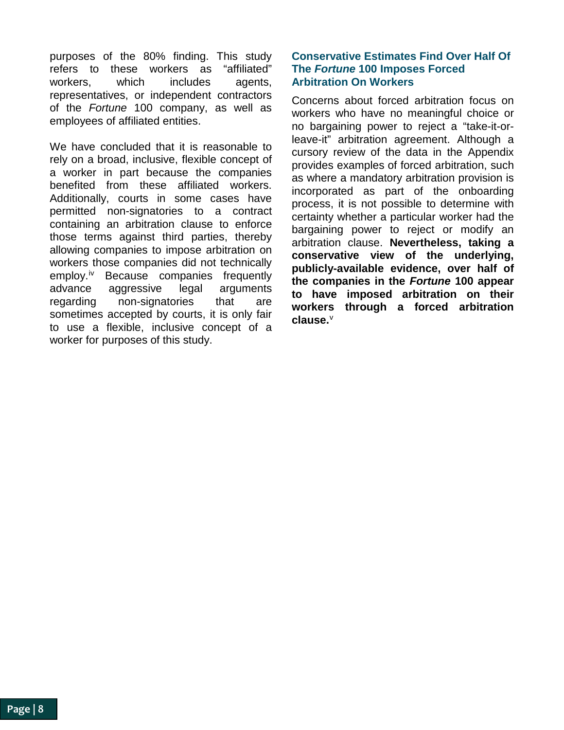purposes of the 80% finding. This study refers to these workers as "affiliated" workers, which includes agents, representatives, or independent contractors of the *Fortune* 100 company, as well as employees of affiliated entities.

We have concluded that it is reasonable to rely on a broad, inclusive, flexible concept of a worker in part because the companies benefited from these affiliated workers. Additionally, courts in some cases have permitted non-signatories to a contract containing an arbitration clause to enforce those terms against third parties, thereby allowing companies to impose arbitration on workers those companies did not technically employ.[iv] Because companies frequently advance aggressive legal arguments regarding non-signatories that are sometimes accepted by courts, it is only fair to use a flexible, inclusive concept of a worker for purposes of this study.

### Conservative Estimates Find Over Half Of The *Fortune* 100 Imposes Forced Arbitration On Workers

Concerns about forced arbitration focus on workers who have no meaningful choice or no bargaining power to reject a "take-it-or-leave-it" arbitration agreement. Although a cursory review of the data in the Appendix provides examples of forced arbitration, such as where a mandatory arbitration provision is incorporated as part of the onboarding process, it is not possible to determine with certainty whether a particular worker had the bargaining power to reject or modify an arbitration clause. **Nevertheless, taking a conservative view of the underlying, publicly-available evidence, over half of the companies in the *Fortune* 100 appear to have imposed arbitration on their workers through a forced arbitration clause.**[v]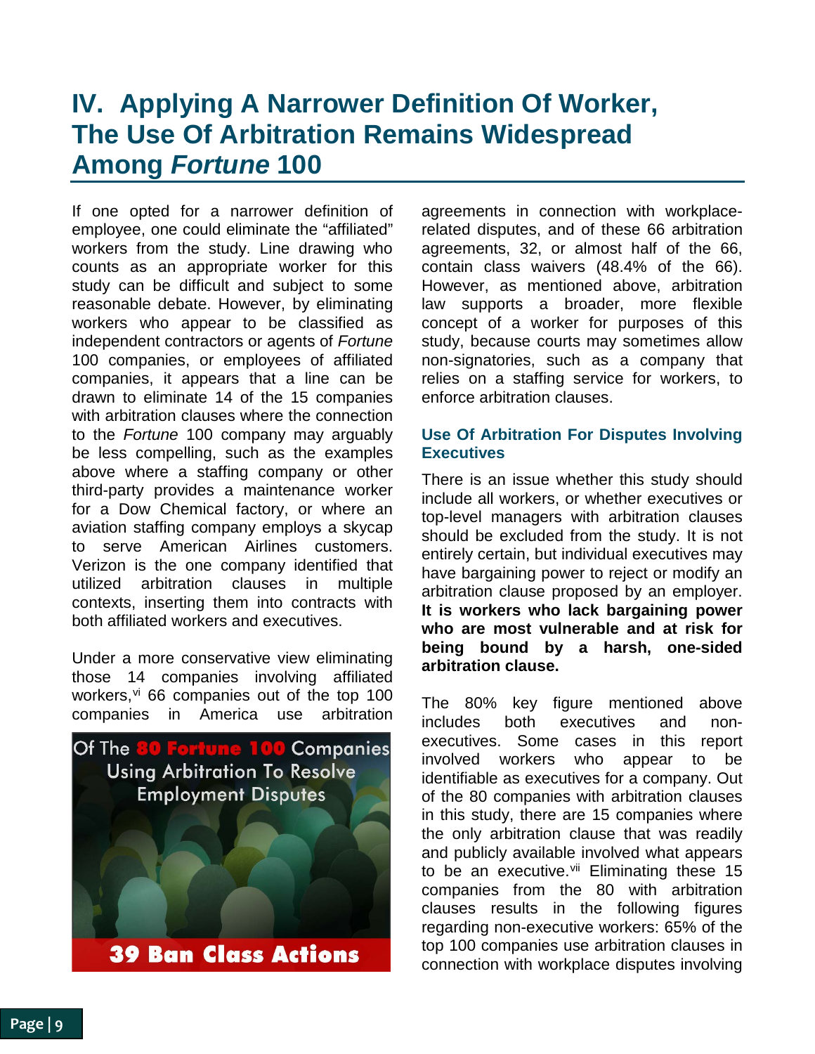# IV. Applying A Narrower Definition Of Worker, The Use Of Arbitration Remains Widespread Among *Fortune* 100

If one opted for a narrower definition of employee, one could eliminate the "affiliated" workers from the study. Line drawing who counts as an appropriate worker for this study can be difficult and subject to some reasonable debate. However, by eliminating workers who appear to be classified as independent contractors or agents of *Fortune* 100 companies, or employees of affiliated companies, it appears that a line can be drawn to eliminate 14 of the 15 companies with arbitration clauses where the connection to the *Fortune* 100 company may arguably be less compelling, such as the examples above where a staffing company or other third-party provides a maintenance worker for a Dow Chemical factory, or where an aviation staffing company employs a skycap to serve American Airlines customers. Verizon is the one company identified that utilized arbitration clauses in multiple contexts, inserting them into contracts with both affiliated workers and executives.

Under a more conservative view eliminating those 14 companies involving affiliated workers,[vi] 66 companies out of the top 100 companies in America use arbitration agreements in connection with workplace-related disputes, and of these 66 arbitration agreements, 32, or almost half of the 66, contain class waivers (48.4% of the 66). However, as mentioned above, arbitration law supports a broader, more flexible concept of a worker for purposes of this study, because courts may sometimes allow non-signatories, such as a company that relies on a staffing service for workers, to enforce arbitration clauses.

Of The **80 Fortune 100** Companies Using Arbitration To Resolve Employment Disputes

**39 Ban Class Actions**

### Use Of Arbitration For Disputes Involving Executives

There is an issue whether this study should include all workers, or whether executives or top-level managers with arbitration clauses should be excluded from the study. It is not entirely certain, but individual executives may have bargaining power to reject or modify an arbitration clause proposed by an employer. **It is workers who lack bargaining power who are most vulnerable and at risk for being bound by a harsh, one-sided arbitration clause.**

The 80% key figure mentioned above includes both executives and non-executives. Some cases in this report involved workers who appear to be identifiable as executives for a company. Out of the 80 companies with arbitration clauses in this study, there are 15 companies where the only arbitration clause that was readily and publicly available involved what appears to be an executive.[vii] Eliminating these 15 companies from the 80 with arbitration clauses results in the following figures regarding non-executive workers: 65% of the top 100 companies use arbitration clauses in connection with workplace disputes involving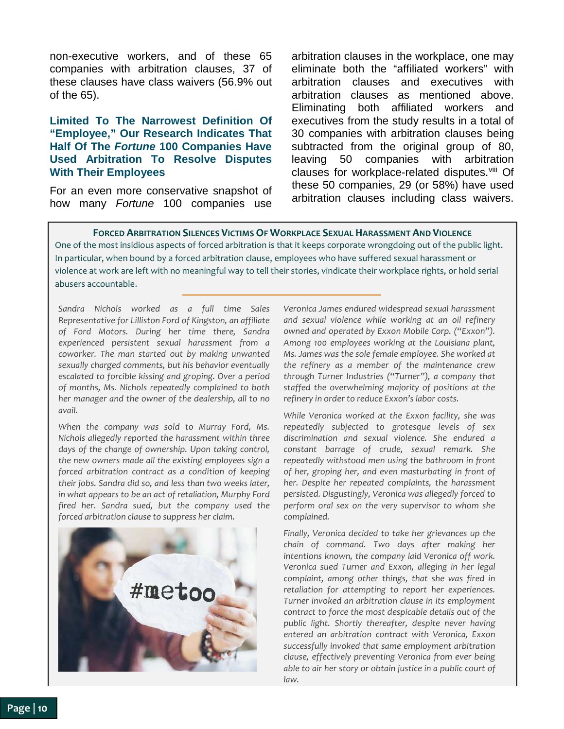non-executive workers, and of these 65 companies with arbitration clauses, 37 of these clauses have class waivers (56.9% out of the 65).

### Limited To The Narrowest Definition Of "Employee," Our Research Indicates That Half Of The *Fortune* 100 Companies Have Used Arbitration To Resolve Disputes With Their Employees

For an even more conservative snapshot of how many *Fortune* 100 companies use arbitration clauses in the workplace, one may eliminate both the "affiliated workers" with arbitration clauses and executives with arbitration clauses as mentioned above. Eliminating both affiliated workers and executives from the study results in a total of 30 companies with arbitration clauses being subtracted from the original group of 80, leaving 50 companies with arbitration clauses for workplace-related disputes.[viii] Of these 50 companies, 29 (or 58%) have used arbitration clauses including class waivers.

**FORCED ARBITRATION SILENCES VICTIMS OF WORKPLACE SEXUAL HARASSMENT AND VIOLENCE**

One of the most insidious aspects of forced arbitration is that it keeps corporate wrongdoing out of the public light. In particular, when bound by a forced arbitration clause, employees who have suffered sexual harassment or violence at work are left with no meaningful way to tell their stories, vindicate their workplace rights, or hold serial abusers accountable.

*Sandra Nichols worked as a full time Sales Representative for Lilliston Ford of Kingston, an affiliate of Ford Motors. During her time there, Sandra experienced persistent sexual harassment from a coworker. The man started out by making unwanted sexually charged comments, but his behavior eventually escalated to forcible kissing and groping. Over a period of months, Ms. Nichols repeatedly complained to both her manager and the owner of the dealership, all to no avail.*

*When the company was sold to Murray Ford, Ms. Nichols allegedly reported the harassment within three days of the change of ownership. Upon taking control, the new owners made all the existing employees sign a forced arbitration contract as a condition of keeping their jobs. Sandra did so, and less than two weeks later, in what appears to be an act of retaliation, Murphy Ford fired her. Sandra sued, but the company used the forced arbitration clause to suppress her claim.*

*Veronica James endured widespread sexual harassment and sexual violence while working at an oil refinery owned and operated by Exxon Mobile Corp. ("Exxon"). Among 100 employees working at the Louisiana plant, Ms. James was the sole female employee. She worked at the refinery as a member of the maintenance crew through Turner Industries ("Turner"), a company that staffed the overwhelming majority of positions at the refinery in order to reduce Exxon's labor costs.*

*While Veronica worked at the Exxon facility, she was repeatedly subjected to grotesque levels of sex discrimination and sexual violence. She endured a constant barrage of crude, sexual remark. She repeatedly withstood men using the bathroom in front of her, groping her, and even masturbating in front of her. Despite her repeated complaints, the harassment persisted. Disgustingly, Veronica was allegedly forced to perform oral sex on the very supervisor to whom she complained.*

*Finally, Veronica decided to take her grievances up the chain of command. Two days after making her intentions known, the company laid Veronica off work. Veronica sued Turner and Exxon, alleging in her legal complaint, among other things, that she was fired in retaliation for attempting to report her experiences. Turner invoked an arbitration clause in its employment contract to force the most despicable details out of the public light. Shortly thereafter, despite never having entered an arbitration contract with Veronica, Exxon successfully invoked that same employment arbitration clause, effectively preventing Veronica from ever being able to air her story or obtain justice in a public court of law.*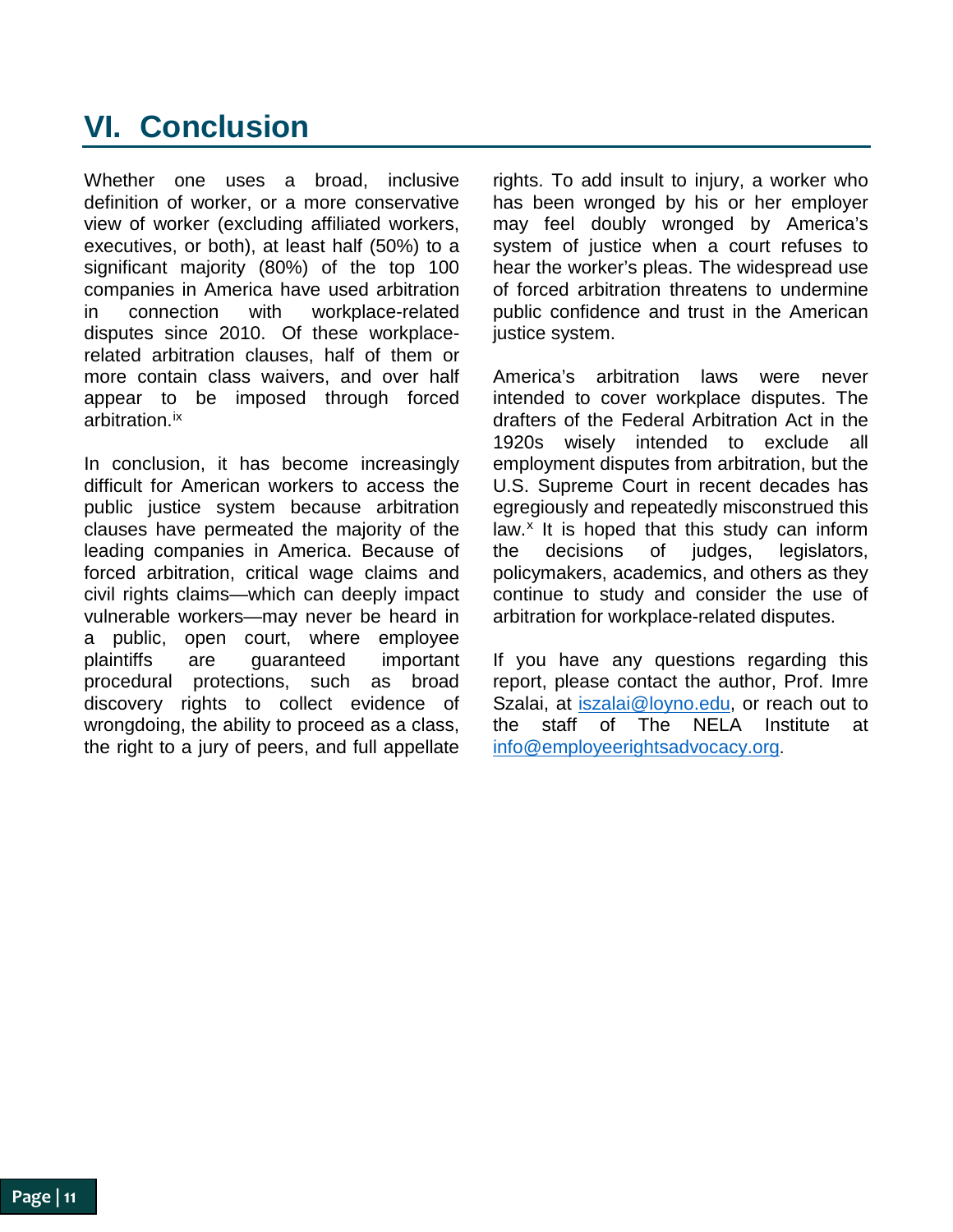# VI. Conclusion

Whether one uses a broad, inclusive definition of worker, or a more conservative view of worker (excluding affiliated workers, executives, or both), at least half (50%) to a significant majority (80%) of the top 100 companies in America have used arbitration in connection with workplace-related disputes since 2010. Of these workplace-related arbitration clauses, half of them or more contain class waivers, and over half appear to be imposed through forced arbitration.[ix]

In conclusion, it has become increasingly difficult for American workers to access the public justice system because arbitration clauses have permeated the majority of the leading companies in America. Because of forced arbitration, critical wage claims and civil rights claims—which can deeply impact vulnerable workers—may never be heard in a public, open court, where employee plaintiffs are guaranteed important procedural protections, such as broad discovery rights to collect evidence of wrongdoing, the ability to proceed as a class, the right to a jury of peers, and full appellate rights. To add insult to injury, a worker who has been wronged by his or her employer may feel doubly wronged by America's system of justice when a court refuses to hear the worker's pleas. The widespread use of forced arbitration threatens to undermine public confidence and trust in the American justice system.

America's arbitration laws were never intended to cover workplace disputes. The drafters of the Federal Arbitration Act in the 1920s wisely intended to exclude all employment disputes from arbitration, but the U.S. Supreme Court in recent decades has egregiously and repeatedly misconstrued this law.[x] It is hoped that this study can inform the decisions of judges, legislators, policymakers, academics, and others as they continue to study and consider the use of arbitration for workplace-related disputes.

If you have any questions regarding this report, please contact the author, Prof. Imre Szalai, at iszalai@loyno.edu, or reach out to the staff of The NELA Institute at info@employeerightsadvocacy.org.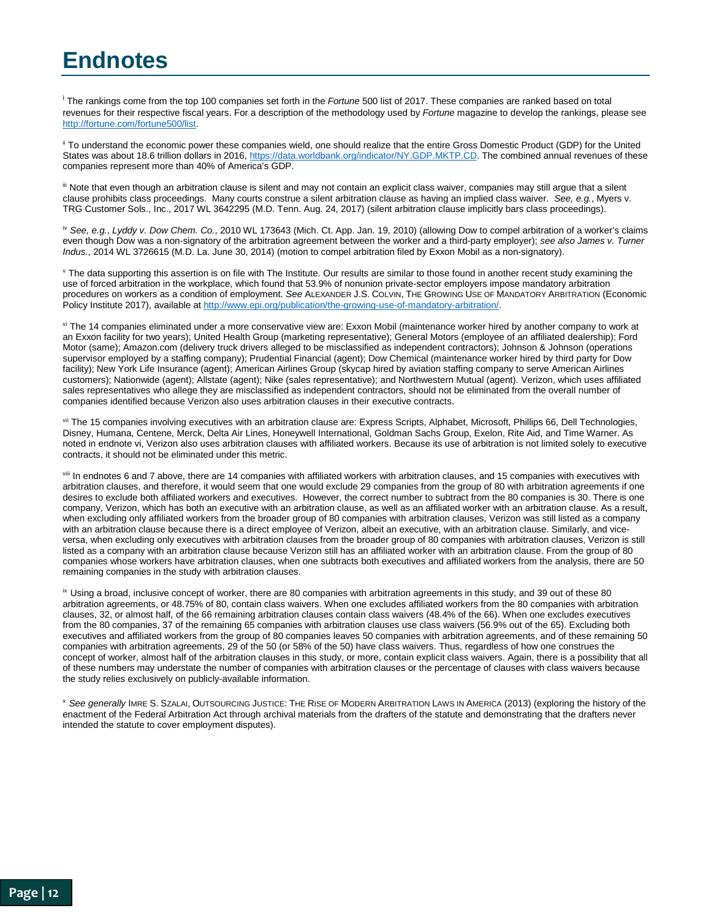# Endnotes

[i] The rankings come from the top 100 companies set forth in the *Fortune* 500 list of 2017. These companies are ranked based on total revenues for their respective fiscal years. For a description of the methodology used by *Fortune* magazine to develop the rankings, please see http://fortune.com/fortune500/list.

[ii] To understand the economic power these companies wield, one should realize that the entire Gross Domestic Product (GDP) for the United States was about 18.6 trillion dollars in 2016, https://data.worldbank.org/indicator/NY.GDP.MKTP.CD. The combined annual revenues of these companies represent more than 40% of America's GDP.

[iii] Note that even though an arbitration clause is silent and may not contain an explicit class waiver, companies may still argue that a silent clause prohibits class proceedings. Many courts construe a silent arbitration clause as having an implied class waiver. *See, e.g.*, Myers v. TRG Customer Sols., Inc., 2017 WL 3642295 (M.D. Tenn. Aug. 24, 2017) (silent arbitration clause implicitly bars class proceedings).

[iv] *See, e.g.*, *Lyddy v. Dow Chem. Co.*, 2010 WL 173643 (Mich. Ct. App. Jan. 19, 2010) (allowing Dow to compel arbitration of a worker's claims even though Dow was a non-signatory of the arbitration agreement between the worker and a third-party employer); *see also James v. Turner Indus.*, 2014 WL 3726615 (M.D. La. June 30, 2014) (motion to compel arbitration filed by Exxon Mobil as a non-signatory).

[v] The data supporting this assertion is on file with The Institute. Our results are similar to those found in another recent study examining the use of forced arbitration in the workplace, which found that 53.9% of nonunion private-sector employers impose mandatory arbitration procedures on workers as a condition of employment. *See* ALEXANDER J.S. COLVIN, THE GROWING USE OF MANDATORY ARBITRATION (Economic Policy Institute 2017), available at http://www.epi.org/publication/the-growing-use-of-mandatory-arbitration/.

[vi] The 14 companies eliminated under a more conservative view are: Exxon Mobil (maintenance worker hired by another company to work at an Exxon facility for two years); United Health Group (marketing representative); General Motors (employee of an affiliated dealership); Ford Motor (same); Amazon.com (delivery truck drivers alleged to be misclassified as independent contractors); Johnson & Johnson (operations supervisor employed by a staffing company); Prudential Financial (agent); Dow Chemical (maintenance worker hired by third party for Dow facility); New York Life Insurance (agent); American Airlines Group (skycap hired by aviation staffing company to serve American Airlines customers); Nationwide (agent); Allstate (agent); Nike (sales representative); and Northwestern Mutual (agent). Verizon, which uses affiliated sales representatives who allege they are misclassified as independent contractors, should not be eliminated from the overall number of companies identified because Verizon also uses arbitration clauses in their executive contracts.

[vii] The 15 companies involving executives with an arbitration clause are: Express Scripts, Alphabet, Microsoft, Phillips 66, Dell Technologies, Disney, Humana, Centene, Merck, Delta Air Lines, Honeywell International, Goldman Sachs Group, Exelon, Rite Aid, and Time Warner. As noted in endnote vi, Verizon also uses arbitration clauses with affiliated workers. Because its use of arbitration is not limited solely to executive contracts, it should not be eliminated under this metric.

[viii] In endnotes 6 and 7 above, there are 14 companies with affiliated workers with arbitration clauses, and 15 companies with executives with arbitration clauses, and therefore, it would seem that one would exclude 29 companies from the group of 80 with arbitration agreements if one desires to exclude both affiliated workers and executives. However, the correct number to subtract from the 80 companies is 30. There is one company, Verizon, which has both an executive with an arbitration clause, as well as an affiliated worker with an arbitration clause. As a result, when excluding only affiliated workers from the broader group of 80 companies with arbitration clauses, Verizon was still listed as a company with an arbitration clause because there is a direct employee of Verizon, albeit an executive, with an arbitration clause. Similarly, and vice-versa, when excluding only executives with arbitration clauses from the broader group of 80 companies with arbitration clauses, Verizon is still listed as a company with an arbitration clause because Verizon still has an affiliated worker with an arbitration clause. From the group of 80 companies whose workers have arbitration clauses, when one subtracts both executives and affiliated workers from the analysis, there are 50 remaining companies in the study with arbitration clauses.

[ix] Using a broad, inclusive concept of worker, there are 80 companies with arbitration agreements in this study, and 39 out of these 80 arbitration agreements, or 48.75% of 80, contain class waivers. When one excludes affiliated workers from the 80 companies with arbitration clauses, 32, or almost half, of the 66 remaining arbitration clauses contain class waivers (48.4% of the 66). When one excludes executives from the 80 companies, 37 of the remaining 65 companies with arbitration clauses use class waivers (56.9% out of the 65). Excluding both executives and affiliated workers from the group of 80 companies leaves 50 companies with arbitration agreements, and of these remaining 50 companies with arbitration agreements, 29 of the 50 (or 58% of the 50) have class waivers. Thus, regardless of how one construes the concept of worker, almost half of the arbitration clauses in this study, or more, contain explicit class waivers. Again, there is a possibility that all of these numbers may understate the number of companies with arbitration clauses or the percentage of clauses with class waivers because the study relies exclusively on publicly-available information.

[x] *See generally* IMRE S. SZALAI, OUTSOURCING JUSTICE: THE RISE OF MODERN ARBITRATION LAWS IN AMERICA (2013) (exploring the history of the enactment of the Federal Arbitration Act through archival materials from the drafters of the statute and demonstrating that the drafters never intended the statute to cover employment disputes).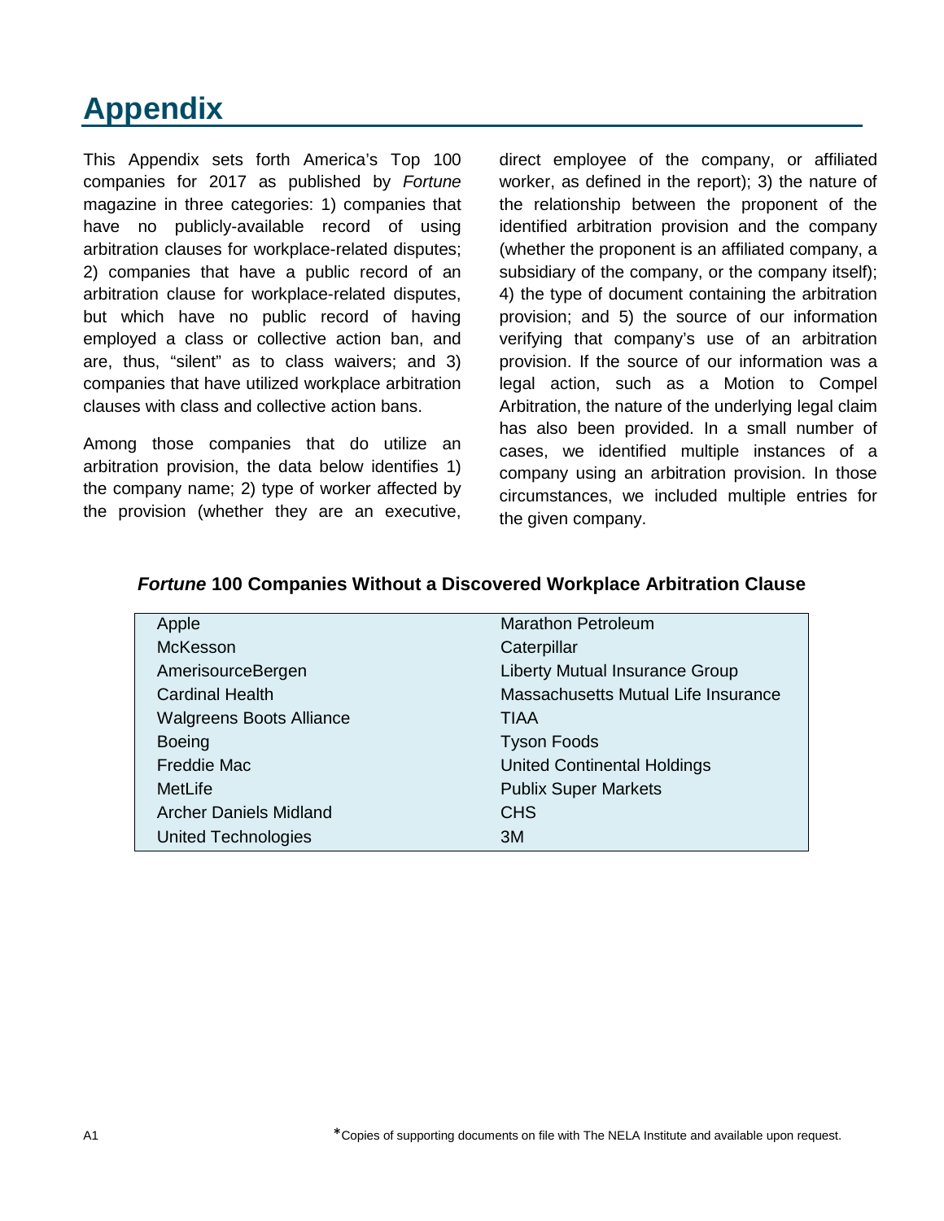# Appendix

This Appendix sets forth America's Top 100 companies for 2017 as published by *Fortune* magazine in three categories: 1) companies that have no publicly-available record of using arbitration clauses for workplace-related disputes; 2) companies that have a public record of an arbitration clause for workplace-related disputes, but which have no public record of having employed a class or collective action ban, and are, thus, "silent" as to class waivers; and 3) companies that have utilized workplace arbitration clauses with class and collective action bans.

Among those companies that do utilize an arbitration provision, the data below identifies 1) the company name; 2) type of worker affected by the provision (whether they are an executive, direct employee of the company, or affiliated worker, as defined in the report); 3) the nature of the relationship between the proponent of the identified arbitration provision and the company (whether the proponent is an affiliated company, a subsidiary of the company, or the company itself); 4) the type of document containing the arbitration provision; and 5) the source of our information verifying that company's use of an arbitration provision. If the source of our information was a legal action, such as a Motion to Compel Arbitration, the nature of the underlying legal claim has also been provided. In a small number of cases, we identified multiple instances of a company using an arbitration provision. In those circumstances, we included multiple entries for the given company.

### ***Fortune*** **100 Companies Without a Discovered Workplace Arbitration Clause**

| | |
|---|---|
| Apple | Marathon Petroleum |
| McKesson | Caterpillar |
| AmerisourceBergen | Liberty Mutual Insurance Group |
| Cardinal Health | Massachusetts Mutual Life Insurance |
| Walgreens Boots Alliance | TIAA |
| Boeing | Tyson Foods |
| Freddie Mac | United Continental Holdings |
| MetLife | Publix Super Markets |
| Archer Daniels Midland | CHS |
| United Technologies | 3M |

*Copies of supporting documents on file with The NELA Institute and available upon request.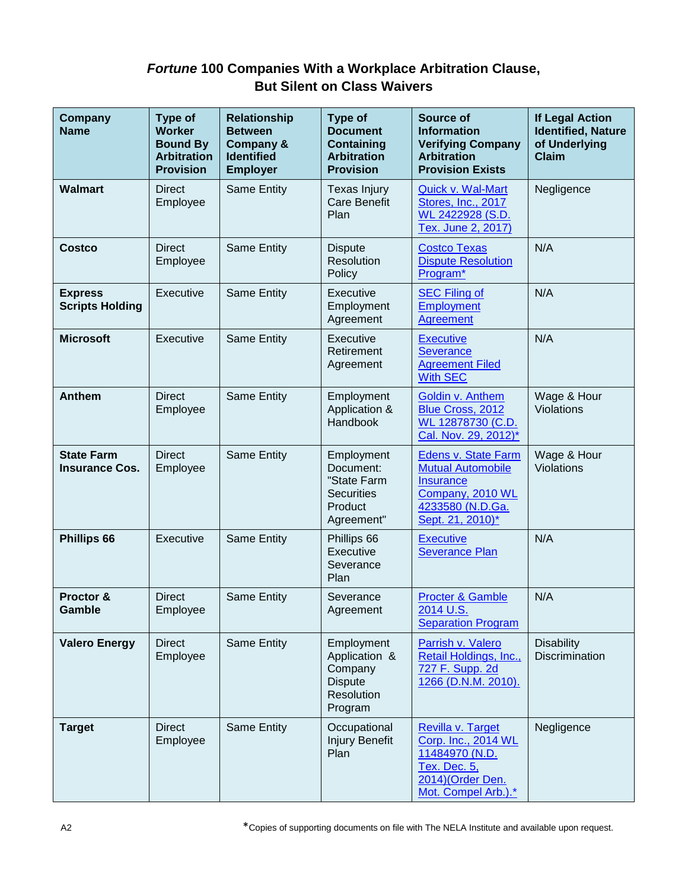## *Fortune* 100 Companies With a Workplace Arbitration Clause, But Silent on Class Waivers

| Company Name | Type of Worker Bound By Arbitration Provision | Relationship Between Company & Identified Employer | Type of Document Containing Arbitration Provision | Source of Information Verifying Company Arbitration Provision Exists | If Legal Action Identified, Nature of Underlying Claim |
|---|---|---|---|---|---|
| **Walmart** | Direct Employee | Same Entity | Texas Injury Care Benefit Plan | Quick v. Wal-Mart Stores, Inc., 2017 WL 2422928 (S.D. Tex. June 2, 2017) | Negligence |
| **Costco** | Direct Employee | Same Entity | Dispute Resolution Policy | Costco Texas Dispute Resolution Program* | N/A |
| **Express Scripts Holding** | Executive | Same Entity | Executive Employment Agreement | SEC Filing of Employment Agreement | N/A |
| **Microsoft** | Executive | Same Entity | Executive Retirement Agreement | Executive Severance Agreement Filed With SEC | N/A |
| **Anthem** | Direct Employee | Same Entity | Employment Application & Handbook | Goldin v. Anthem Blue Cross, 2012 WL 12878730 (C.D. Cal. Nov. 29, 2012)* | Wage & Hour Violations |
| **State Farm Insurance Cos.** | Direct Employee | Same Entity | Employment Document: "State Farm Securities Product Agreement" | Edens v. State Farm Mutual Automobile Insurance Company, 2010 WL 4233580 (N.D.Ga. Sept. 21, 2010)* | Wage & Hour Violations |
| **Phillips 66** | Executive | Same Entity | Phillips 66 Executive Severance Plan | Executive Severance Plan | N/A |
| **Proctor & Gamble** | Direct Employee | Same Entity | Severance Agreement | Procter & Gamble 2014 U.S. Separation Program | N/A |
| **Valero Energy** | Direct Employee | Same Entity | Employment Application & Company Dispute Resolution Program | Parrish v. Valero Retail Holdings, Inc., 727 F. Supp. 2d 1266 (D.N.M. 2010). | Disability Discrimination |
| **Target** | Direct Employee | Same Entity | Occupational Injury Benefit Plan | Revilla v. Target Corp. Inc., 2014 WL 11484970 (N.D. Tex. Dec. 5, 2014)(Order Den. Mot. Compel Arb.).* | Negligence |

*Copies of supporting documents on file with The NELA Institute and available upon request.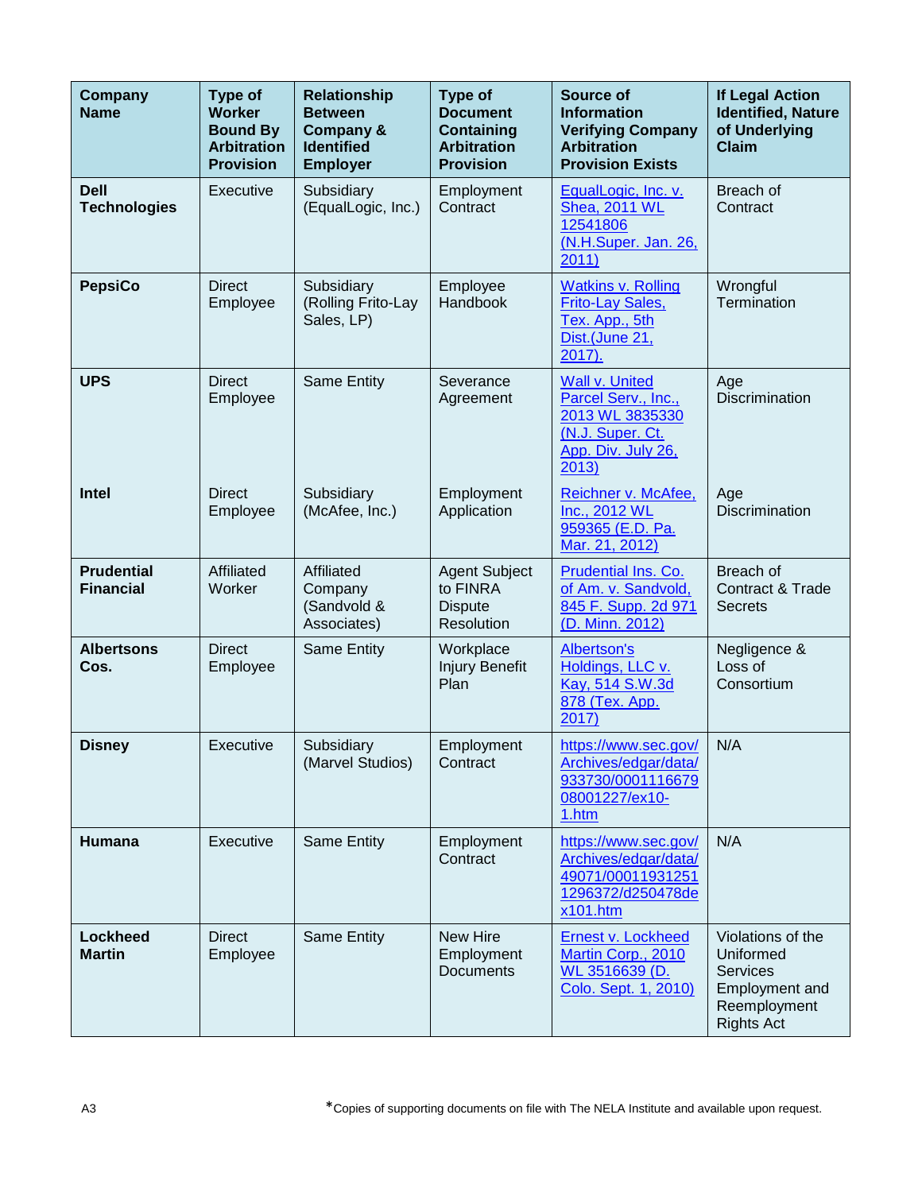| Company Name | Type of Worker Bound By Arbitration Provision | Relationship Between Company & Identified Employer | Type of Document Containing Arbitration Provision | Source of Information Verifying Company Arbitration Provision Exists | If Legal Action Identified, Nature of Underlying Claim |
|---|---|---|---|---|---|
| **Dell Technologies** | Executive | Subsidiary (EqualLogic, Inc.) | Employment Contract | EqualLogic, Inc. v. Shea, 2011 WL 12541806 (N.H.Super. Jan. 26, 2011) | Breach of Contract |
| **PepsiCo** | Direct Employee | Subsidiary (Rolling Frito-Lay Sales, LP) | Employee Handbook | Watkins v. Rolling Frito-Lay Sales, Tex. App., 5th Dist.(June 21, 2017). | Wrongful Termination |
| **UPS** | Direct Employee | Same Entity | Severance Agreement | Wall v. United Parcel Serv., Inc., 2013 WL 3835330 (N.J. Super. Ct. App. Div. July 26, 2013) | Age Discrimination |
| **Intel** | Direct Employee | Subsidiary (McAfee, Inc.) | Employment Application | Reichner v. McAfee, Inc., 2012 WL 959365 (E.D. Pa. Mar. 21, 2012) | Age Discrimination |
| **Prudential Financial** | Affiliated Worker | Affiliated Company (Sandvold & Associates) | Agent Subject to FINRA Dispute Resolution | Prudential Ins. Co. of Am. v. Sandvold, 845 F. Supp. 2d 971 (D. Minn. 2012) | Breach of Contract & Trade Secrets |
| **Albertsons Cos.** | Direct Employee | Same Entity | Workplace Injury Benefit Plan | Albertson's Holdings, LLC v. Kay, 514 S.W.3d 878 (Tex. App. 2017) | Negligence & Loss of Consortium |
| **Disney** | Executive | Subsidiary (Marvel Studios) | Employment Contract | https://www.sec.gov/Archives/edgar/data/933730/000111667908001227/ex10-1.htm | N/A |
| **Humana** | Executive | Same Entity | Employment Contract | https://www.sec.gov/Archives/edgar/data/49071/000119312511296372/d250478dex101.htm | N/A |
| **Lockheed Martin** | Direct Employee | Same Entity | New Hire Employment Documents | Ernest v. Lockheed Martin Corp., 2010 WL 3516639 (D. Colo. Sept. 1, 2010) | Violations of the Uniformed Services Employment and Reemployment Rights Act |

*Copies of supporting documents on file with The NELA Institute and available upon request.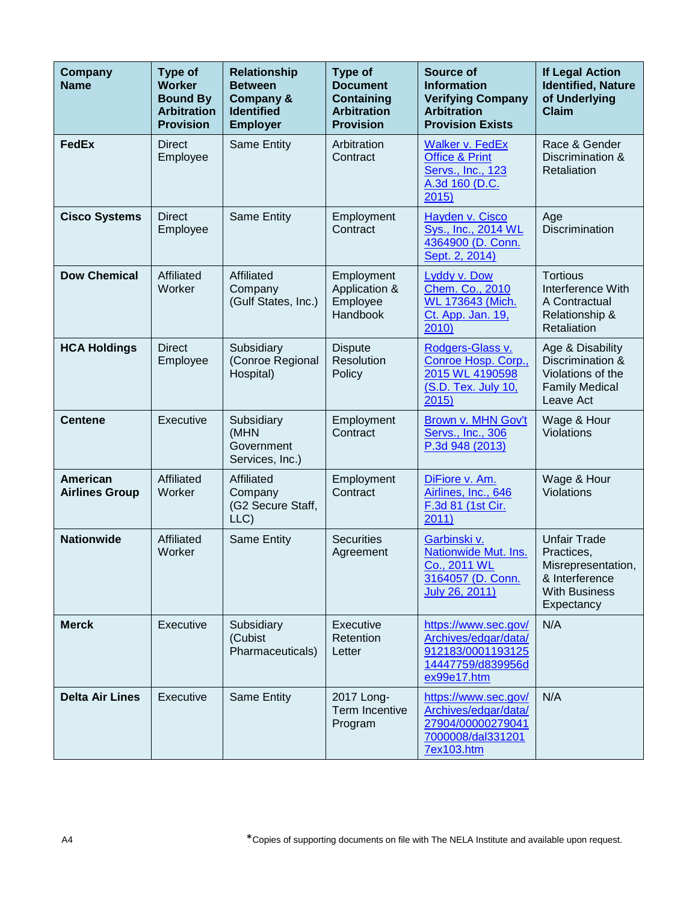| Company Name | Type of Worker Bound By Arbitration Provision | Relationship Between Company & Identified Employer | Type of Document Containing Arbitration Provision | Source of Information Verifying Company Arbitration Provision Exists | If Legal Action Identified, Nature of Underlying Claim |
|---|---|---|---|---|---|
| **FedEx** | Direct Employee | Same Entity | Arbitration Contract | Walker v. FedEx Office & Print Servs., Inc., 123 A.3d 160 (D.C. 2015) | Race & Gender Discrimination & Retaliation |
| **Cisco Systems** | Direct Employee | Same Entity | Employment Contract | Hayden v. Cisco Sys., Inc., 2014 WL 4364900 (D. Conn. Sept. 2, 2014) | Age Discrimination |
| **Dow Chemical** | Affiliated Worker | Affiliated Company (Gulf States, Inc.) | Employment Application & Employee Handbook | Lyddy v. Dow Chem. Co., 2010 WL 173643 (Mich. Ct. App. Jan. 19, 2010) | Tortious Interference With A Contractual Relationship & Retaliation |
| **HCA Holdings** | Direct Employee | Subsidiary (Conroe Regional Hospital) | Dispute Resolution Policy | Rodgers-Glass v. Conroe Hosp. Corp., 2015 WL 4190598 (S.D. Tex. July 10, 2015) | Age & Disability Discrimination & Violations of the Family Medical Leave Act |
| **Centene** | Executive | Subsidiary (MHN Government Services, Inc.) | Employment Contract | Brown v. MHN Gov't Servs., Inc., 306 P.3d 948 (2013) | Wage & Hour Violations |
| **American Airlines Group** | Affiliated Worker | Affiliated Company (G2 Secure Staff, LLC) | Employment Contract | DiFiore v. Am. Airlines, Inc., 646 F.3d 81 (1st Cir. 2011) | Wage & Hour Violations |
| **Nationwide** | Affiliated Worker | Same Entity | Securities Agreement | Garbinski v. Nationwide Mut. Ins. Co., 2011 WL 3164057 (D. Conn. July 26, 2011) | Unfair Trade Practices, Misrepresentation, & Interference With Business Expectancy |
| **Merck** | Executive | Subsidiary (Cubist Pharmaceuticals) | Executive Retention Letter | https://www.sec.gov/Archives/edgar/data/912183/000119312514447759/d839956dex99e17.htm | N/A |
| **Delta Air Lines** | Executive | Same Entity | 2017 Long-Term Incentive Program | https://www.sec.gov/Archives/edgar/data/27904/000002790417000008/dal3312017ex103.htm | N/A |

*Copies of supporting documents on file with The NELA Institute and available upon request.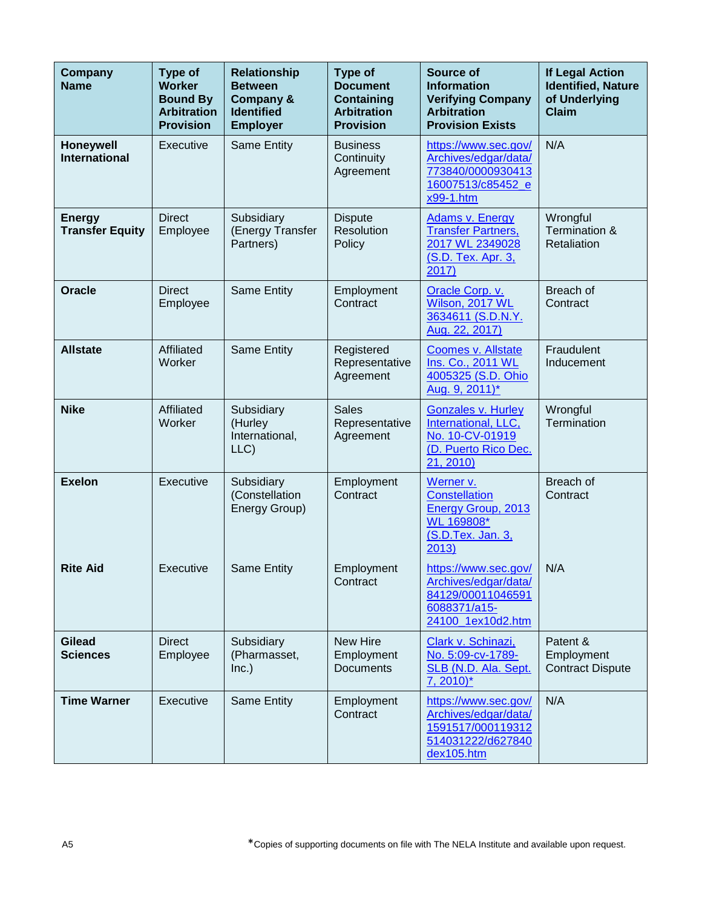| Company Name | Type of Worker Bound By Arbitration Provision | Relationship Between Company & Identified Employer | Type of Document Containing Arbitration Provision | Source of Information Verifying Company Arbitration Provision Exists | If Legal Action Identified, Nature of Underlying Claim |
|---|---|---|---|---|---|
| **Honeywell International** | Executive | Same Entity | Business Continuity Agreement | https://www.sec.gov/Archives/edgar/data/773840/000093041316007513/c85452_ex99-1.htm | N/A |
| **Energy Transfer Equity** | Direct Employee | Subsidiary (Energy Transfer Partners) | Dispute Resolution Policy | Adams v. Energy Transfer Partners, 2017 WL 2349028 (S.D. Tex. Apr. 3, 2017) | Wrongful Termination & Retaliation |
| **Oracle** | Direct Employee | Same Entity | Employment Contract | Oracle Corp. v. Wilson, 2017 WL 3634611 (S.D.N.Y. Aug. 22, 2017) | Breach of Contract |
| **Allstate** | Affiliated Worker | Same Entity | Registered Representative Agreement | Coomes v. Allstate Ins. Co., 2011 WL 4005325 (S.D. Ohio Aug. 9, 2011)* | Fraudulent Inducement |
| **Nike** | Affiliated Worker | Subsidiary (Hurley International, LLC) | Sales Representative Agreement | Gonzales v. Hurley International, LLC, No. 10-CV-01919 (D. Puerto Rico Dec. 21, 2010) | Wrongful Termination |
| **Exelon** | Executive | Subsidiary (Constellation Energy Group) | Employment Contract | Werner v. Constellation Energy Group, 2013 WL 169808* (S.D.Tex. Jan. 3, 2013) | Breach of Contract |
| **Rite Aid** | Executive | Same Entity | Employment Contract | https://www.sec.gov/Archives/edgar/data/84129/000110465916088371/a15-24100_1ex10d2.htm | N/A |
| **Gilead Sciences** | Direct Employee | Subsidiary (Pharmasset, Inc.) | New Hire Employment Documents | Clark v. Schinazi, No. 5:09-cv-1789-SLB (N.D. Ala. Sept. 7, 2010)* | Patent & Employment Contract Dispute |
| **Time Warner** | Executive | Same Entity | Employment Contract | https://www.sec.gov/Archives/edgar/data/1591517/000119312514031222/d627840dex105.htm | N/A |

*Copies of supporting documents on file with The NELA Institute and available upon request.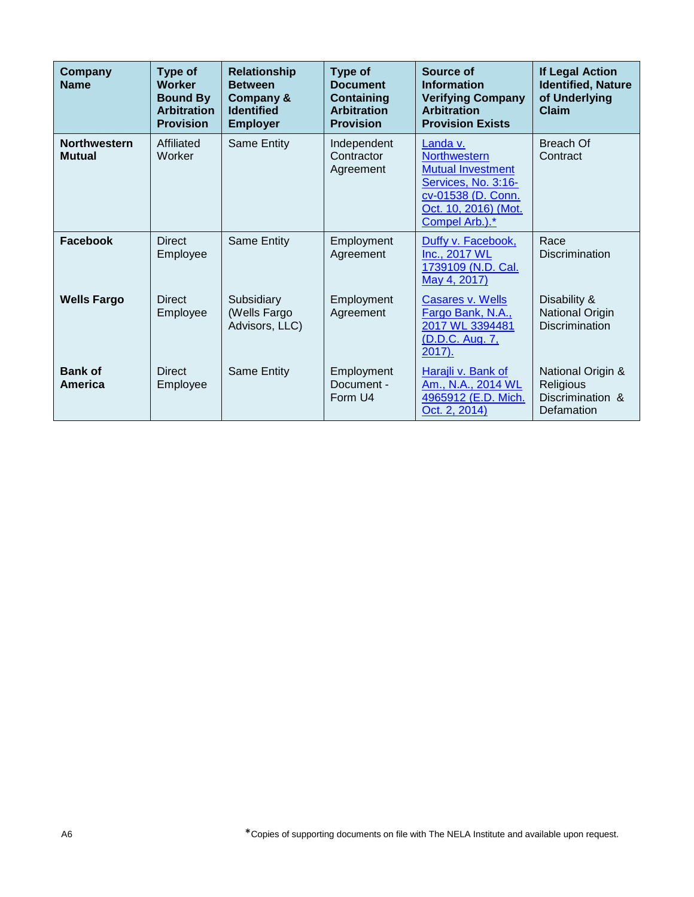| Company Name | Type of Worker Bound By Arbitration Provision | Relationship Between Company & Identified Employer | Type of Document Containing Arbitration Provision | Source of Information Verifying Company Arbitration Provision Exists | If Legal Action Identified, Nature of Underlying Claim |
|---|---|---|---|---|---|
| **Northwestern Mutual** | Affiliated Worker | Same Entity | Independent Contractor Agreement | Landa v. Northwestern Mutual Investment Services, No. 3:16-cv-01538 (D. Conn. Oct. 10, 2016) (Mot. Compel Arb.).* | Breach Of Contract |
| **Facebook** | Direct Employee | Same Entity | Employment Agreement | Duffy v. Facebook, Inc., 2017 WL 1739109 (N.D. Cal. May 4, 2017) | Race Discrimination |
| **Wells Fargo** | Direct Employee | Subsidiary (Wells Fargo Advisors, LLC) | Employment Agreement | Casares v. Wells Fargo Bank, N.A., 2017 WL 3394481 (D.D.C. Aug. 7, 2017). | Disability & National Origin Discrimination |
| **Bank of America** | Direct Employee | Same Entity | Employment Document - Form U4 | Harajli v. Bank of Am., N.A., 2014 WL 4965912 (E.D. Mich. Oct. 2, 2014) | National Origin & Religious Discrimination & Defamation |

*Copies of supporting documents on file with The NELA Institute and available upon request.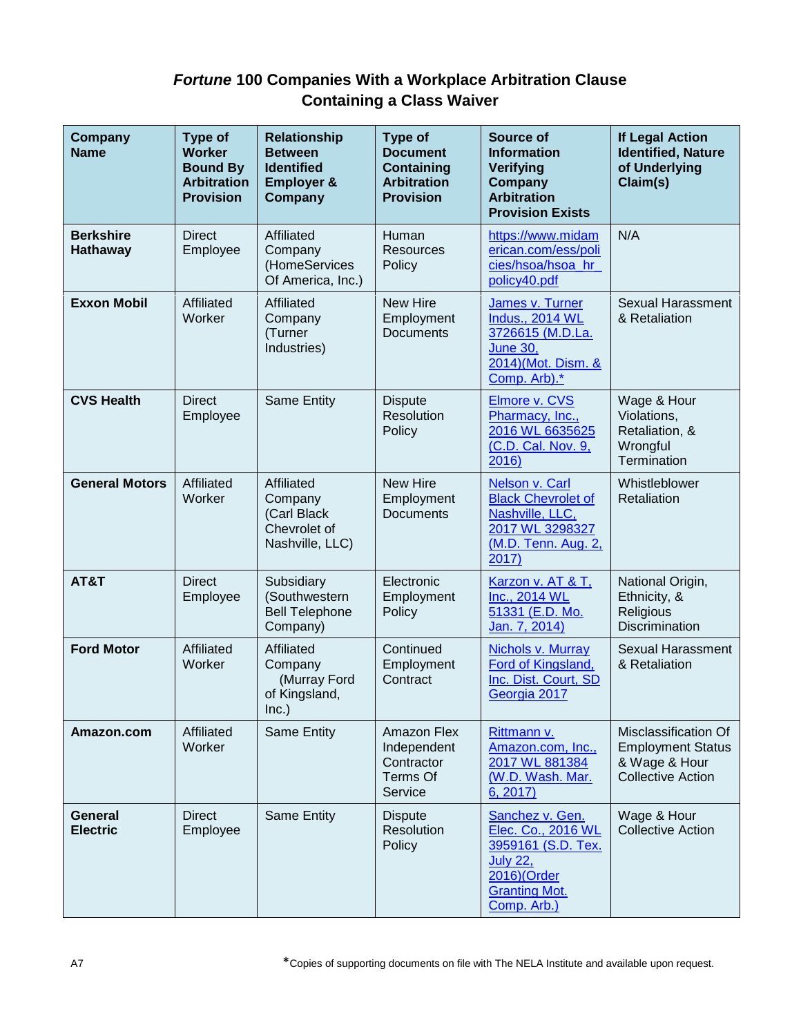# *Fortune* 100 Companies With a Workplace Arbitration Clause Containing a Class Waiver

| Company Name | Type of Worker Bound By Arbitration Provision | Relationship Between Identified Employer & Company | Type of Document Containing Arbitration Provision | Source of Information Verifying Company Arbitration Provision Exists | If Legal Action Identified, Nature of Underlying Claim(s) |
|---|---|---|---|---|---|
| **Berkshire Hathaway** | Direct Employee | Affiliated Company (HomeServices Of America, Inc.) | Human Resources Policy | https://www.midamerican.com/ess/policies/hsoa/hsoa_hr_policy40.pdf | N/A |
| **Exxon Mobil** | Affiliated Worker | Affiliated Company (Turner Industries) | New Hire Employment Documents | James v. Turner Indus., 2014 WL 3726615 (M.D.La. June 30, 2014)(Mot. Dism. & Comp. Arb).* | Sexual Harassment & Retaliation |
| **CVS Health** | Direct Employee | Same Entity | Dispute Resolution Policy | Elmore v. CVS Pharmacy, Inc., 2016 WL 6635625 (C.D. Cal. Nov. 9, 2016) | Wage & Hour Violations, Retaliation, & Wrongful Termination |
| **General Motors** | Affiliated Worker | Affiliated Company (Carl Black Chevrolet of Nashville, LLC) | New Hire Employment Documents | Nelson v. Carl Black Chevrolet of Nashville, LLC, 2017 WL 3298327 (M.D. Tenn. Aug. 2, 2017) | Whistleblower Retaliation |
| **AT&T** | Direct Employee | Subsidiary (Southwestern Bell Telephone Company) | Electronic Employment Policy | Karzon v. AT & T, Inc., 2014 WL 51331 (E.D. Mo. Jan. 7, 2014) | National Origin, Ethnicity, & Religious Discrimination |
| **Ford Motor** | Affiliated Worker | Affiliated Company (Murray Ford of Kingsland, Inc.) | Continued Employment Contract | Nichols v. Murray Ford of Kingsland, Inc. Dist. Court, SD Georgia 2017 | Sexual Harassment & Retaliation |
| **Amazon.com** | Affiliated Worker | Same Entity | Amazon Flex Independent Contractor Terms Of Service | Rittmann v. Amazon.com, Inc., 2017 WL 881384 (W.D. Wash. Mar. 6, 2017) | Misclassification Of Employment Status & Wage & Hour Collective Action |
| **General Electric** | Direct Employee | Same Entity | Dispute Resolution Policy | Sanchez v. Gen. Elec. Co., 2016 WL 3959161 (S.D. Tex. July 22, 2016)(Order Granting Mot. Comp. Arb.) | Wage & Hour Collective Action |

*Copies of supporting documents on file with The NELA Institute and available upon request.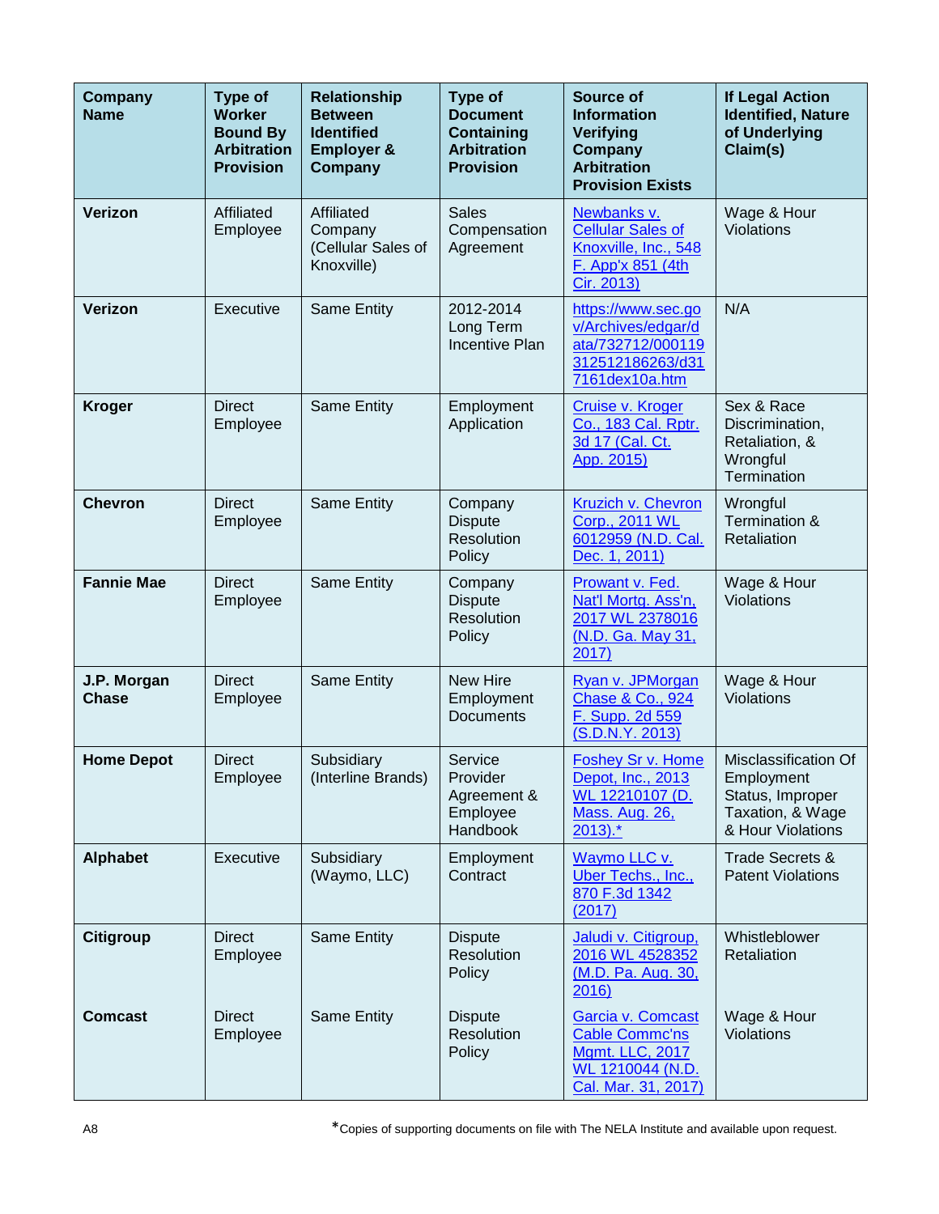| Company Name | Type of Worker Bound By Arbitration Provision | Relationship Between Identified Employer & Company | Type of Document Containing Arbitration Provision | Source of Information Verifying Company Arbitration Provision Exists | If Legal Action Identified, Nature of Underlying Claim(s) |
|---|---|---|---|---|---|
| **Verizon** | Affiliated Employee | Affiliated Company (Cellular Sales of Knoxville) | Sales Compensation Agreement | Newbanks v. Cellular Sales of Knoxville, Inc., 548 F. App'x 851 (4th Cir. 2013) | Wage & Hour Violations |
| **Verizon** | Executive | Same Entity | 2012-2014 Long Term Incentive Plan | https://www.sec.gov/Archives/edgar/data/732712/000119312512186263/d317161dex10a.htm | N/A |
| **Kroger** | Direct Employee | Same Entity | Employment Application | Cruise v. Kroger Co., 183 Cal. Rptr. 3d 17 (Cal. Ct. App. 2015) | Sex & Race Discrimination, Retaliation, & Wrongful Termination |
| **Chevron** | Direct Employee | Same Entity | Company Dispute Resolution Policy | Kruzich v. Chevron Corp., 2011 WL 6012959 (N.D. Cal. Dec. 1, 2011) | Wrongful Termination & Retaliation |
| **Fannie Mae** | Direct Employee | Same Entity | Company Dispute Resolution Policy | Prowant v. Fed. Nat'l Mortg. Ass'n, 2017 WL 2378016 (N.D. Ga. May 31, 2017) | Wage & Hour Violations |
| **J.P. Morgan Chase** | Direct Employee | Same Entity | New Hire Employment Documents | Ryan v. JPMorgan Chase & Co., 924 F. Supp. 2d 559 (S.D.N.Y. 2013) | Wage & Hour Violations |
| **Home Depot** | Direct Employee | Subsidiary (Interline Brands) | Service Provider Agreement & Employee Handbook | Foshey Sr v. Home Depot, Inc., 2013 WL 12210107 (D. Mass. Aug. 26, 2013).* | Misclassification Of Employment Status, Improper Taxation, & Wage & Hour Violations |
| **Alphabet** | Executive | Subsidiary (Waymo, LLC) | Employment Contract | Waymo LLC v. Uber Techs., Inc., 870 F.3d 1342 (2017) | Trade Secrets & Patent Violations |
| **Citigroup** | Direct Employee | Same Entity | Dispute Resolution Policy | Jaludi v. Citigroup, 2016 WL 4528352 (M.D. Pa. Aug. 30, 2016) | Whistleblower Retaliation |
| **Comcast** | Direct Employee | Same Entity | Dispute Resolution Policy | Garcia v. Comcast Cable Commc'ns Mgmt. LLC, 2017 WL 1210044 (N.D. Cal. Mar. 31, 2017) | Wage & Hour Violations |

*Copies of supporting documents on file with The NELA Institute and available upon request.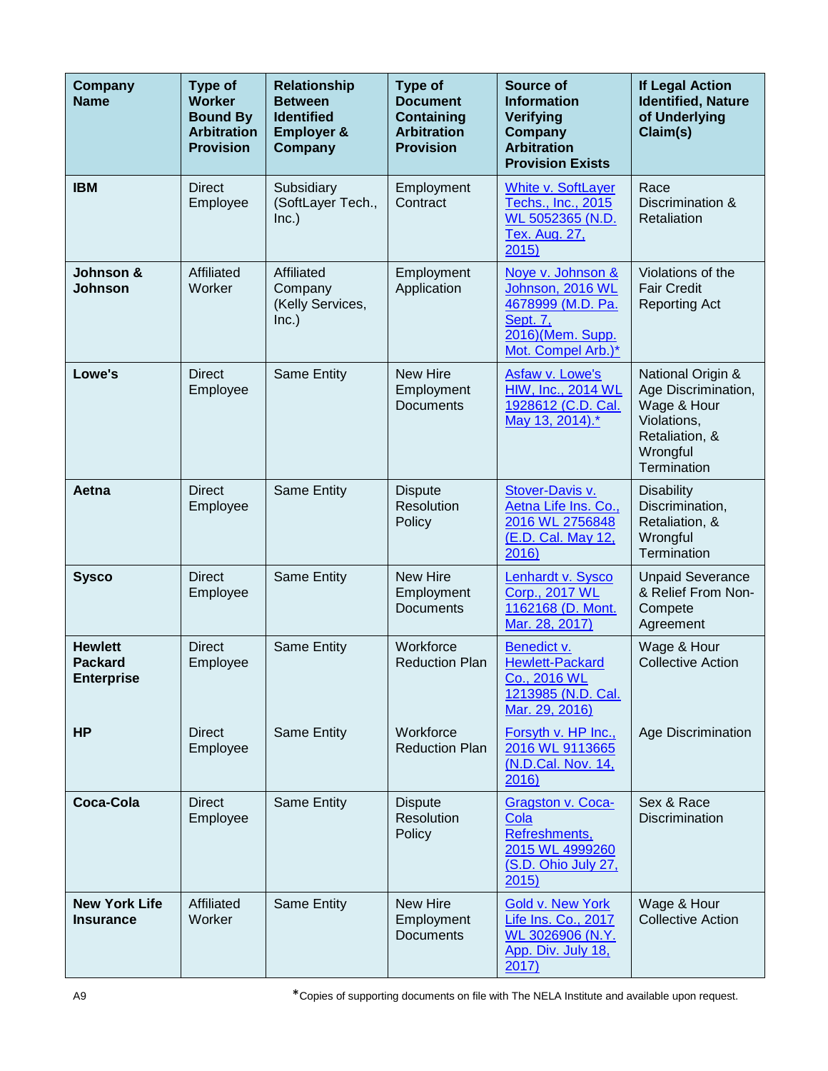| Company Name | Type of Worker Bound By Arbitration Provision | Relationship Between Identified Employer & Company | Type of Document Containing Arbitration Provision | Source of Information Verifying Company Arbitration Provision Exists | If Legal Action Identified, Nature of Underlying Claim(s) |
|---|---|---|---|---|---|
| **IBM** | Direct Employee | Subsidiary (SoftLayer Tech., Inc.) | Employment Contract | White v. SoftLayer Techs., Inc., 2015 WL 5052365 (N.D. Tex. Aug. 27, 2015) | Race Discrimination & Retaliation |
| **Johnson & Johnson** | Affiliated Worker | Affiliated Company (Kelly Services, Inc.) | Employment Application | Noye v. Johnson & Johnson, 2016 WL 4678999 (M.D. Pa. Sept. 7, 2016)(Mem. Supp. Mot. Compel Arb.)* | Violations of the Fair Credit Reporting Act |
| **Lowe's** | Direct Employee | Same Entity | New Hire Employment Documents | Asfaw v. Lowe's HIW, Inc., 2014 WL 1928612 (C.D. Cal. May 13, 2014).* | National Origin & Age Discrimination, Wage & Hour Violations, Retaliation, & Wrongful Termination |
| **Aetna** | Direct Employee | Same Entity | Dispute Resolution Policy | Stover-Davis v. Aetna Life Ins. Co., 2016 WL 2756848 (E.D. Cal. May 12, 2016) | Disability Discrimination, Retaliation, & Wrongful Termination |
| **Sysco** | Direct Employee | Same Entity | New Hire Employment Documents | Lenhardt v. Sysco Corp., 2017 WL 1162168 (D. Mont. Mar. 28, 2017) | Unpaid Severance & Relief From Non-Compete Agreement |
| **Hewlett Packard Enterprise** | Direct Employee | Same Entity | Workforce Reduction Plan | Benedict v. Hewlett-Packard Co., 2016 WL 1213985 (N.D. Cal. Mar. 29, 2016) | Wage & Hour Collective Action |
| **HP** | Direct Employee | Same Entity | Workforce Reduction Plan | Forsyth v. HP Inc., 2016 WL 9113665 (N.D.Cal. Nov. 14, 2016) | Age Discrimination |
| **Coca-Cola** | Direct Employee | Same Entity | Dispute Resolution Policy | Gragston v. Coca-Cola Refreshments, 2015 WL 4999260 (S.D. Ohio July 27, 2015) | Sex & Race Discrimination |
| **New York Life Insurance** | Affiliated Worker | Same Entity | New Hire Employment Documents | Gold v. New York Life Ins. Co., 2017 WL 3026906 (N.Y. App. Div. July 18, 2017) | Wage & Hour Collective Action |

*Copies of supporting documents on file with The NELA Institute and available upon request.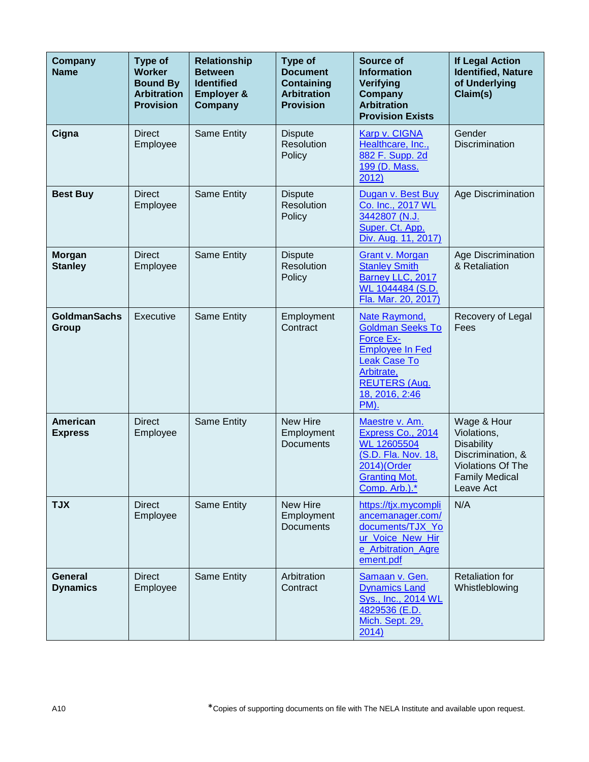| Company Name | Type of Worker Bound By Arbitration Provision | Relationship Between Identified Employer & Company | Type of Document Containing Arbitration Provision | Source of Information Verifying Company Arbitration Provision Exists | If Legal Action Identified, Nature of Underlying Claim(s) |
|---|---|---|---|---|---|
| **Cigna** | Direct Employee | Same Entity | Dispute Resolution Policy | Karp v. CIGNA Healthcare, Inc., 882 F. Supp. 2d 199 (D. Mass. 2012) | Gender Discrimination |
| **Best Buy** | Direct Employee | Same Entity | Dispute Resolution Policy | Dugan v. Best Buy Co. Inc., 2017 WL 3442807 (N.J. Super. Ct. App. Div. Aug. 11, 2017) | Age Discrimination |
| **Morgan Stanley** | Direct Employee | Same Entity | Dispute Resolution Policy | Grant v. Morgan Stanley Smith Barney LLC, 2017 WL 1044484 (S.D. Fla. Mar. 20, 2017) | Age Discrimination & Retaliation |
| **GoldmanSachs Group** | Executive | Same Entity | Employment Contract | Nate Raymond, Goldman Seeks To Force Ex-Employee In Fed Leak Case To Arbitrate, REUTERS (Aug. 18, 2016, 2:46 PM). | Recovery of Legal Fees |
| **American Express** | Direct Employee | Same Entity | New Hire Employment Documents | Maestre v. Am. Express Co., 2014 WL 12605504 (S.D. Fla. Nov. 18, 2014)(Order Granting Mot. Comp. Arb.).* | Wage & Hour Violations, Disability Discrimination, & Violations Of The Family Medical Leave Act |
| **TJX** | Direct Employee | Same Entity | New Hire Employment Documents | https://tjx.mycompliancemanager.com/documents/TJX_Your_Voice_New_Hire_Arbitration_Agreement.pdf | N/A |
| **General Dynamics** | Direct Employee | Same Entity | Arbitration Contract | Samaan v. Gen. Dynamics Land Sys., Inc., 2014 WL 4829536 (E.D. Mich. Sept. 29, 2014) | Retaliation for Whistleblowing |

*Copies of supporting documents on file with The NELA Institute and available upon request.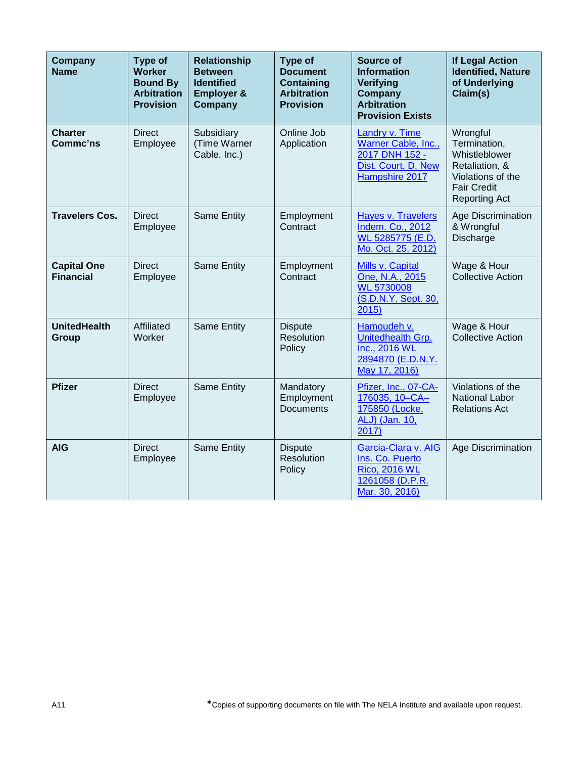| Company Name | Type of Worker Bound By Arbitration Provision | Relationship Between Identified Employer & Company | Type of Document Containing Arbitration Provision | Source of Information Verifying Company Arbitration Provision Exists | If Legal Action Identified, Nature of Underlying Claim(s) |
|---|---|---|---|---|---|
| **Charter Commc'ns** | Direct Employee | Subsidiary (Time Warner Cable, Inc.) | Online Job Application | Landry v. Time Warner Cable, Inc., 2017 DNH 152 - Dist. Court, D. New Hampshire 2017 | Wrongful Termination, Whistleblower Retaliation, & Violations of the Fair Credit Reporting Act |
| **Travelers Cos.** | Direct Employee | Same Entity | Employment Contract | Hayes v. Travelers Indem. Co., 2012 WL 5285775 (E.D. Mo. Oct. 25, 2012) | Age Discrimination & Wrongful Discharge |
| **Capital One Financial** | Direct Employee | Same Entity | Employment Contract | Mills v. Capital One, N.A., 2015 WL 5730008 (S.D.N.Y. Sept. 30, 2015) | Wage & Hour Collective Action |
| **UnitedHealth Group** | Affiliated Worker | Same Entity | Dispute Resolution Policy | Hamoudeh v. Unitedhealth Grp. Inc., 2016 WL 2894870 (E.D.N.Y. May 17, 2016) | Wage & Hour Collective Action |
| **Pfizer** | Direct Employee | Same Entity | Mandatory Employment Documents | Pfizer, Inc., 07-CA-176035, 10–CA–175850 (Locke, ALJ) (Jan. 10, 2017) | Violations of the National Labor Relations Act |
| **AIG** | Direct Employee | Same Entity | Dispute Resolution Policy | Garcia-Clara v. AIG Ins. Co. Puerto Rico, 2016 WL 1261058 (D.P.R. Mar. 30, 2016) | Age Discrimination |

*Copies of supporting documents on file with The NELA Institute and available upon request.